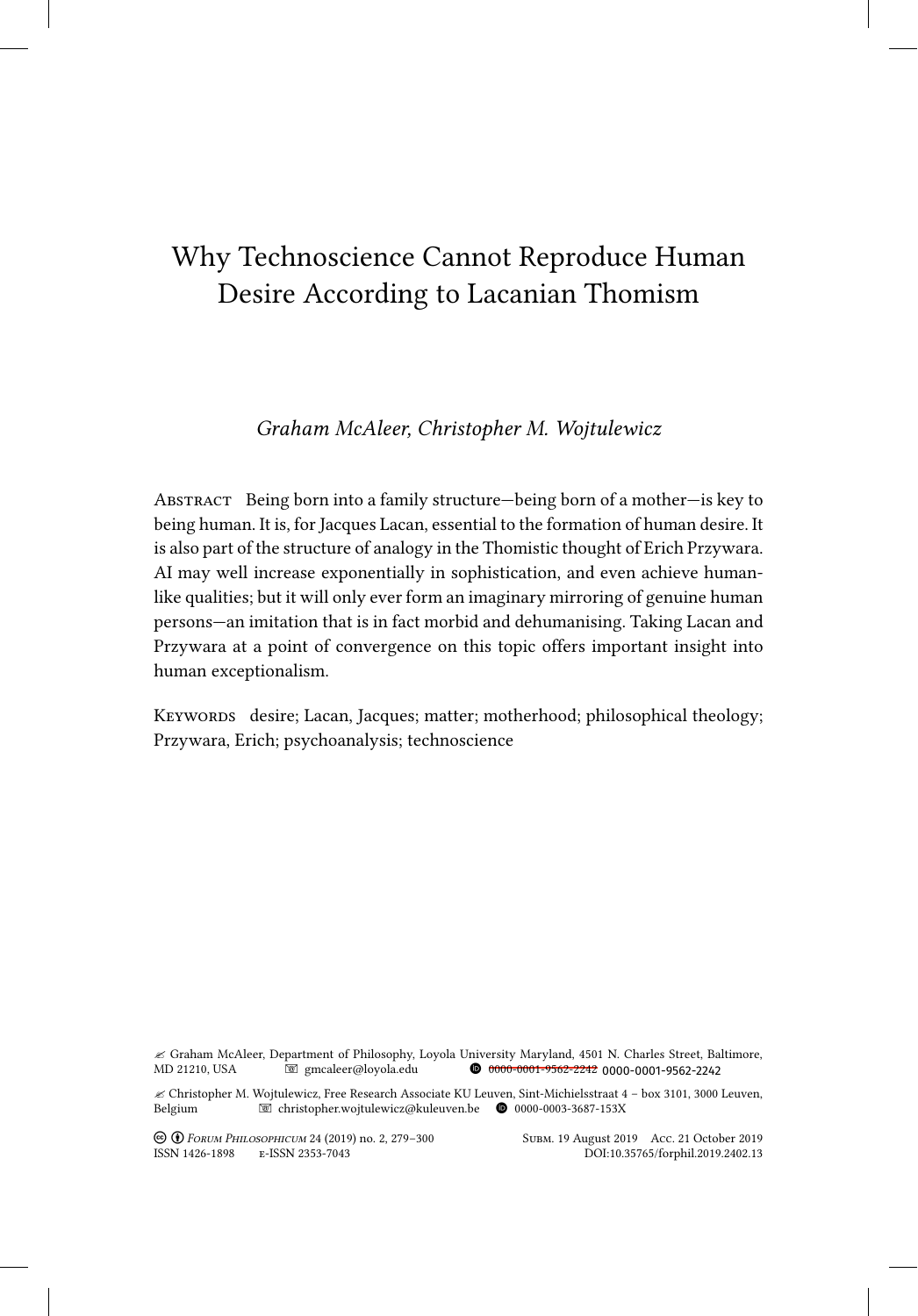# Why Technoscience Cannot Reproduce Human Desire According to Lacanian Thomism

*Graham McAleer, Christopher M. Wojtulewicz*

ABSTRACT Being born into a family structure—being born of a mother—is key to being human. It is, for Jacques Lacan, essential to the formation of human desire. It is also part of the structure of analogy in the Thomistic thought of Erich Przywara. AI may well increase exponentially in sophistication, and even achieve human-like qualities; but it will only ever form an imaginary mirroring of genuine human persons—an imitation that is in fact morbid and dehumanising. Taking Lacan and Przywara at a point of convergence on this topic offers important insight into human exceptionalism.

KEYWORDS desire; Lacan, Jacques; matter; motherhood; philosophical theology; Przywara, Erich; psychoanalysis; technoscience

✍ Graham McAleer, Department of Philosophy, Loyola University Maryland, 4501 N. Charles Street, Baltimore, MD 21210, USA gmcaleer@loyola.edu 0000-0001-9562-2242

✍ Christopher M. Wojtulewicz, Free Research Associate KU Leuven, Sint-Michielsstraat 4 – box 3101, 3000 Leuven, Belgium christopher.wojtulewicz@kuleuven.be 0000-0003-3687-153X

*Forum Philosophicum* 24 (2019) no. 2, 279–300 ISSN 1426-1898 e-ISSN 2353-7043 Subm. 19 August 2019 Acc. 21 October 2019 DOI:10.35765/forphil.2019.2402.13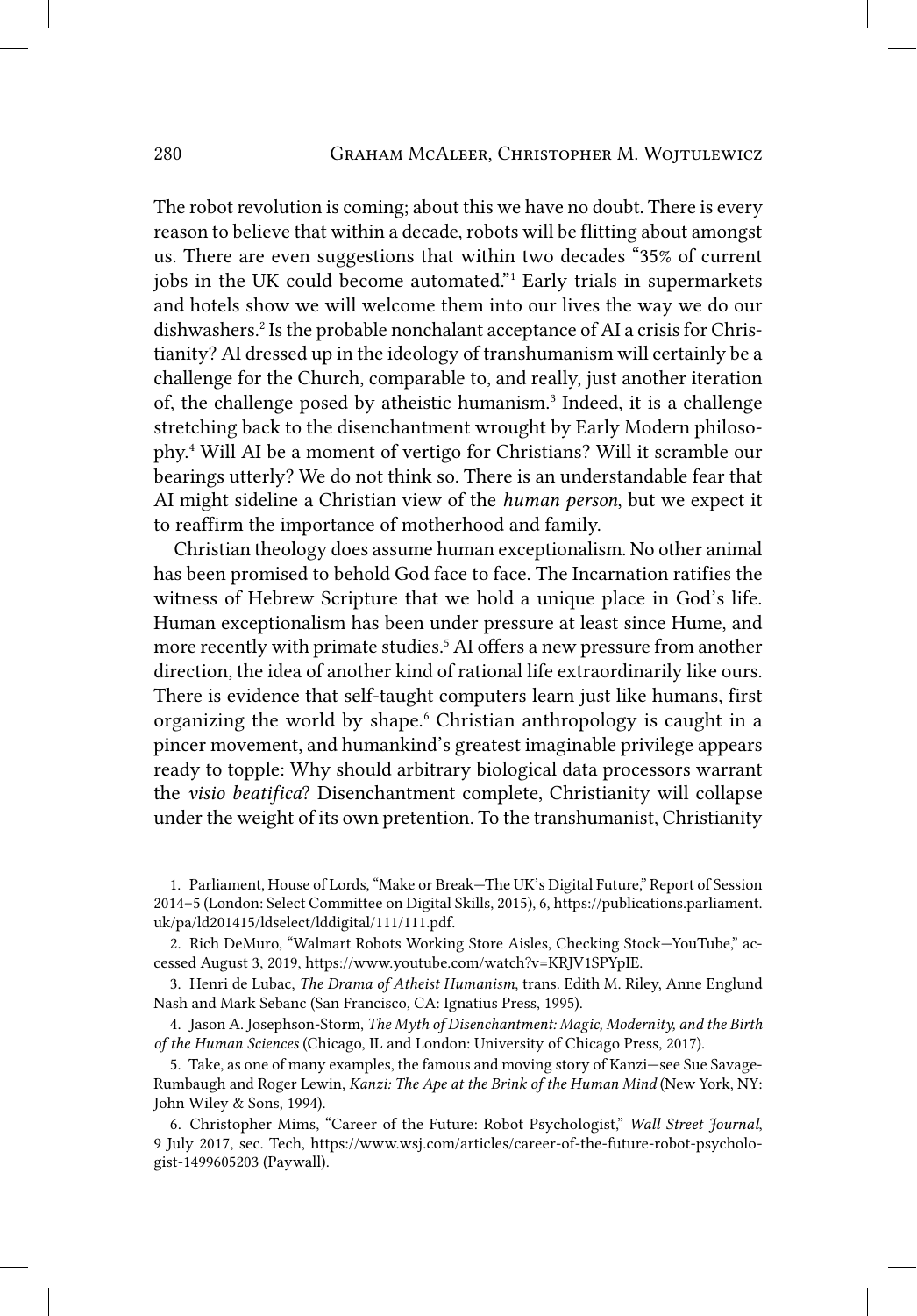The robot revolution is coming; about this we have no doubt. There is every reason to believe that within a decade, robots will be flitting about amongst us. There are even suggestions that within two decades "35% of current jobs in the UK could become automated."[1] Early trials in supermarkets and hotels show we will welcome them into our lives the way we do our dishwashers.[2] Is the probable nonchalant acceptance of AI a crisis for Christianity? AI dressed up in the ideology of transhumanism will certainly be a challenge for the Church, comparable to, and really, just another iteration of, the challenge posed by atheistic humanism.[3] Indeed, it is a challenge stretching back to the disenchantment wrought by Early Modern philosophy.[4] Will AI be a moment of vertigo for Christians? Will it scramble our bearings utterly? We do not think so. There is an understandable fear that AI might sideline a Christian view of the *human person*, but we expect it to reaffirm the importance of motherhood and family.

Christian theology does assume human exceptionalism. No other animal has been promised to behold God face to face. The Incarnation ratifies the witness of Hebrew Scripture that we hold a unique place in God's life. Human exceptionalism has been under pressure at least since Hume, and more recently with primate studies.[5] AI offers a new pressure from another direction, the idea of another kind of rational life extraordinarily like ours. There is evidence that self-taught computers learn just like humans, first organizing the world by shape.[6] Christian anthropology is caught in a pincer movement, and humankind's greatest imaginable privilege appears ready to topple: Why should arbitrary biological data processors warrant the *visio beatifica*? Disenchantment complete, Christianity will collapse under the weight of its own pretention. To the transhumanist, Christianity

1. Parliament, House of Lords, "Make or Break—The UK's Digital Future," Report of Session 2014–5 (London: Select Committee on Digital Skills, 2015), 6, https://publications.parliament.uk/pa/ld201415/ldselect/lddigital/111/111.pdf.

2. Rich DeMuro, "Walmart Robots Working Store Aisles, Checking Stock—YouTube," accessed August 3, 2019, https://www.youtube.com/watch?v=KRJV1SPYpIE.

3. Henri de Lubac, *The Drama of Atheist Humanism*, trans. Edith M. Riley, Anne Englund Nash and Mark Sebanc (San Francisco, CA: Ignatius Press, 1995).

4. Jason A. Josephson-Storm, *The Myth of Disenchantment: Magic, Modernity, and the Birth of the Human Sciences* (Chicago, IL and London: University of Chicago Press, 2017).

5. Take, as one of many examples, the famous and moving story of Kanzi—see Sue Savage-Rumbaugh and Roger Lewin, *Kanzi: The Ape at the Brink of the Human Mind* (New York, NY: John Wiley & Sons, 1994).

6. Christopher Mims, "Career of the Future: Robot Psychologist," *Wall Street Journal*, 9 July 2017, sec. Tech, https://www.wsj.com/articles/career-of-the-future-robot-psychologist-1499605203 (Paywall).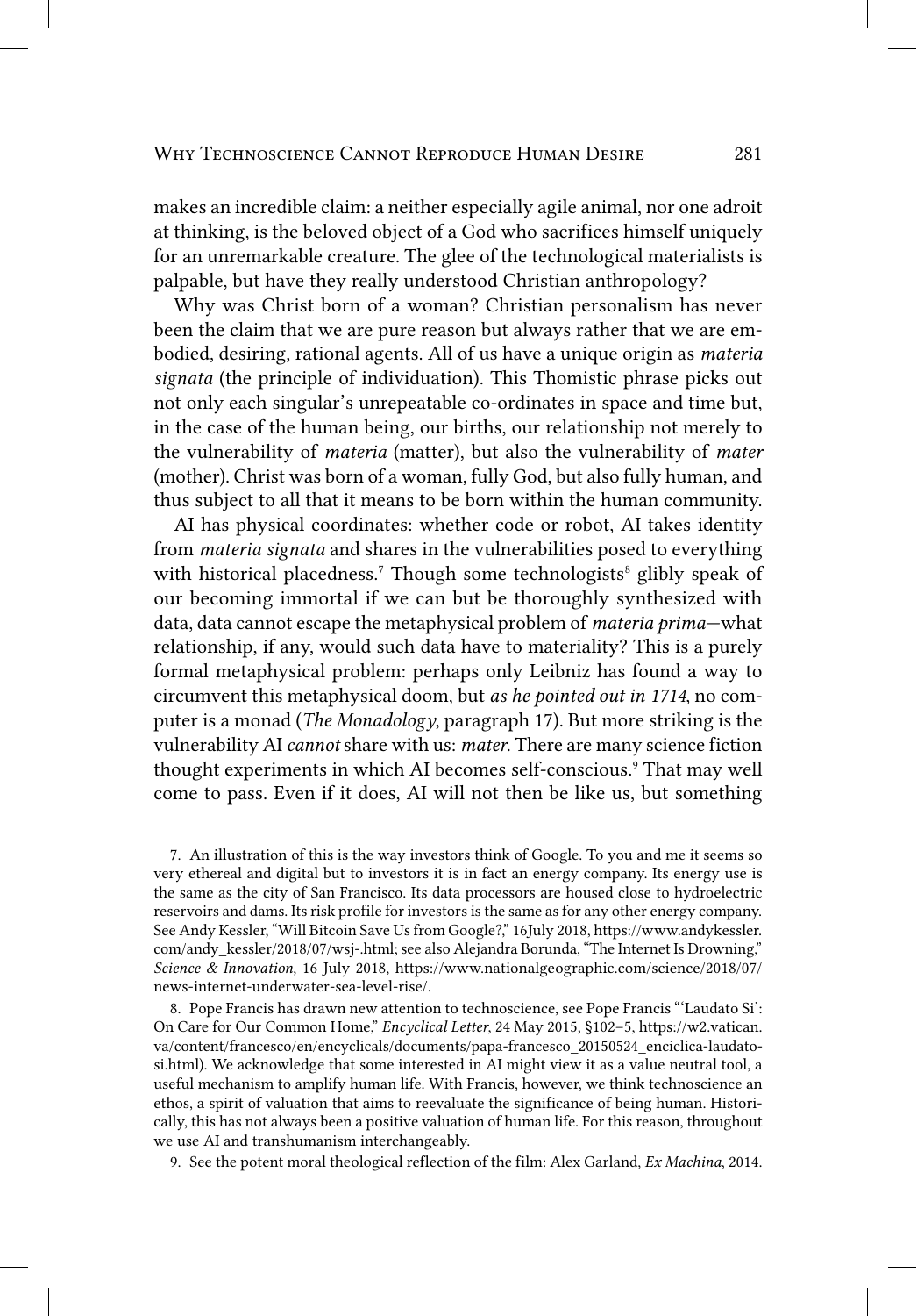makes an incredible claim: a neither especially agile animal, nor one adroit at thinking, is the beloved object of a God who sacrifices himself uniquely for an unremarkable creature. The glee of the technological materialists is palpable, but have they really understood Christian anthropology?

Why was Christ born of a woman? Christian personalism has never been the claim that we are pure reason but always rather that we are embodied, desiring, rational agents. All of us have a unique origin as *materia signata* (the principle of individuation). This Thomistic phrase picks out not only each singular's unrepeatable co-ordinates in space and time but, in the case of the human being, our births, our relationship not merely to the vulnerability of *materia* (matter), but also the vulnerability of *mater* (mother). Christ was born of a woman, fully God, but also fully human, and thus subject to all that it means to be born within the human community.

AI has physical coordinates: whether code or robot, AI takes identity from *materia signata* and shares in the vulnerabilities posed to everything with historical placedness.[7] Though some technologists[8] glibly speak of our becoming immortal if we can but be thoroughly synthesized with data, data cannot escape the metaphysical problem of *materia prima*—what relationship, if any, would such data have to materiality? This is a purely formal metaphysical problem: perhaps only Leibniz has found a way to circumvent this metaphysical doom, but *as he pointed out in 1714*, no computer is a monad (*The Monadology*, paragraph 17). But more striking is the vulnerability AI *cannot* share with us: *mater*. There are many science fiction thought experiments in which AI becomes self-conscious.[9] That may well come to pass. Even if it does, AI will not then be like us, but something

7. An illustration of this is the way investors think of Google. To you and me it seems so very ethereal and digital but to investors it is in fact an energy company. Its energy use is the same as the city of San Francisco. Its data processors are housed close to hydroelectric reservoirs and dams. Its risk profile for investors is the same as for any other energy company. See Andy Kessler, "Will Bitcoin Save Us from Google?," 16July 2018, https://www.andykessler.com/andy_kessler/2018/07/wsj-.html; see also Alejandra Borunda, "The Internet Is Drowning," *Science & Innovation*, 16 July 2018, https://www.nationalgeographic.com/science/2018/07/news-internet-underwater-sea-level-rise/.

8. Pope Francis has drawn new attention to technoscience, see Pope Francis "'Laudato Si': On Care for Our Common Home," *Encyclical Letter*, 24 May 2015, §102–5, https://w2.vatican.va/content/francesco/en/encyclicals/documents/papa-francesco_20150524_enciclica-laudato-si.html). We acknowledge that some interested in AI might view it as a value neutral tool, a useful mechanism to amplify human life. With Francis, however, we think technoscience an ethos, a spirit of valuation that aims to reevaluate the significance of being human. Historically, this has not always been a positive valuation of human life. For this reason, throughout we use AI and transhumanism interchangeably.

9. See the potent moral theological reflection of the film: Alex Garland, *Ex Machina*, 2014.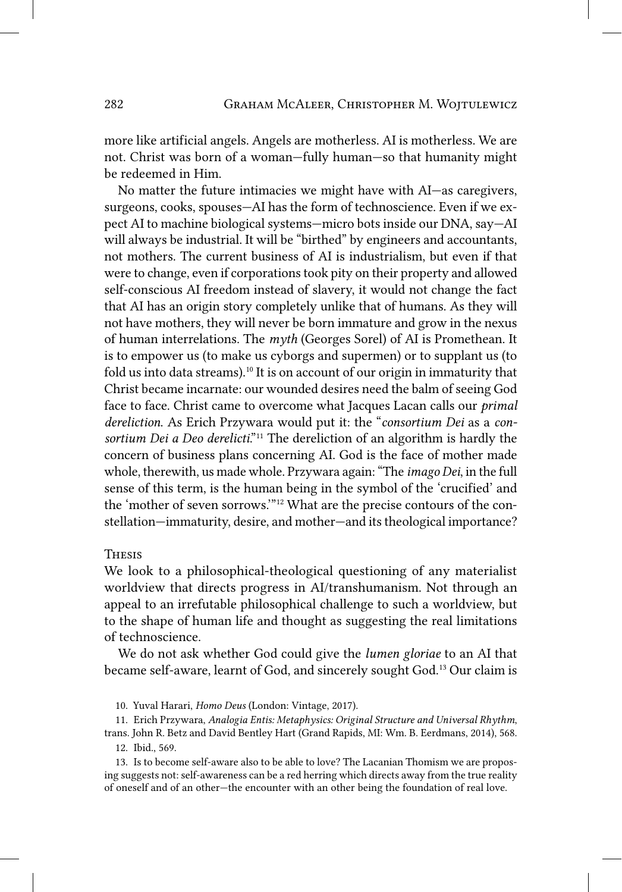more like artificial angels. Angels are motherless. AI is motherless. We are not. Christ was born of a woman—fully human—so that humanity might be redeemed in Him.

No matter the future intimacies we might have with AI—as caregivers, surgeons, cooks, spouses—AI has the form of technoscience. Even if we expect AI to machine biological systems—micro bots inside our DNA, say—AI will always be industrial. It will be "birthed" by engineers and accountants, not mothers. The current business of AI is industrialism, but even if that were to change, even if corporations took pity on their property and allowed self-conscious AI freedom instead of slavery, it would not change the fact that AI has an origin story completely unlike that of humans. As they will not have mothers, they will never be born immature and grow in the nexus of human interrelations. The *myth* (Georges Sorel) of AI is Promethean. It is to empower us (to make us cyborgs and supermen) or to supplant us (to fold us into data streams).[10] It is on account of our origin in immaturity that Christ became incarnate: our wounded desires need the balm of seeing God face to face. Christ came to overcome what Jacques Lacan calls our *primal dereliction*. As Erich Przywara would put it: the "*consortium Dei* as a *consortium Dei a Deo derelicti*."[11] The dereliction of an algorithm is hardly the concern of business plans concerning AI. God is the face of mother made whole, therewith, us made whole. Przywara again: "The *imago Dei*, in the full sense of this term, is the human being in the symbol of the 'crucified' and the 'mother of seven sorrows.'"[12] What are the precise contours of the constellation—immaturity, desire, and mother—and its theological importance?

## Thesis

We look to a philosophical-theological questioning of any materialist worldview that directs progress in AI/transhumanism. Not through an appeal to an irrefutable philosophical challenge to such a worldview, but to the shape of human life and thought as suggesting the real limitations of technoscience.

We do not ask whether God could give the *lumen gloriae* to an AI that became self-aware, learnt of God, and sincerely sought God.[13] Our claim is

10. Yuval Harari, *Homo Deus* (London: Vintage, 2017).

11. Erich Przywara, *Analogia Entis: Metaphysics: Original Structure and Universal Rhythm*, trans. John R. Betz and David Bentley Hart (Grand Rapids, MI: Wm. B. Eerdmans, 2014), 568.

12. Ibid., 569.

13. Is to become self-aware also to be able to love? The Lacanian Thomism we are proposing suggests not: self-awareness can be a red herring which directs away from the true reality of oneself and of an other—the encounter with an other being the foundation of real love.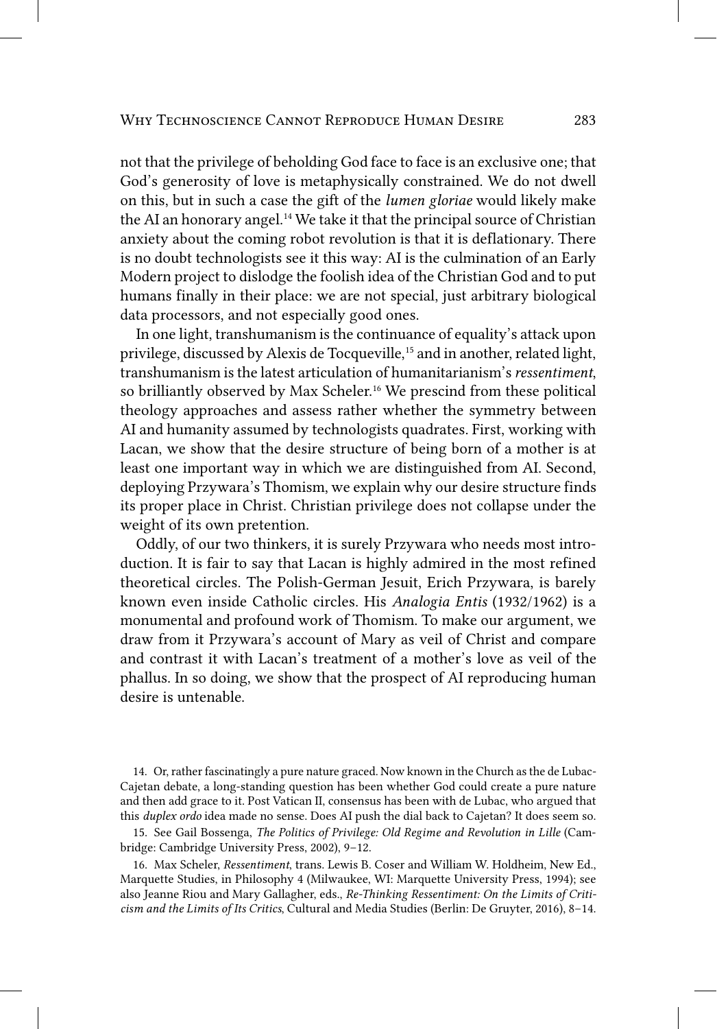not that the privilege of beholding God face to face is an exclusive one; that God's generosity of love is metaphysically constrained. We do not dwell on this, but in such a case the gift of the *lumen gloriae* would likely make the AI an honorary angel.[14] We take it that the principal source of Christian anxiety about the coming robot revolution is that it is deflationary. There is no doubt technologists see it this way: AI is the culmination of an Early Modern project to dislodge the foolish idea of the Christian God and to put humans finally in their place: we are not special, just arbitrary biological data processors, and not especially good ones.

In one light, transhumanism is the continuance of equality's attack upon privilege, discussed by Alexis de Tocqueville,[15] and in another, related light, transhumanism is the latest articulation of humanitarianism's *ressentiment*, so brilliantly observed by Max Scheler.[16] We prescind from these political theology approaches and assess rather whether the symmetry between AI and humanity assumed by technologists quadrates. First, working with Lacan, we show that the desire structure of being born of a mother is at least one important way in which we are distinguished from AI. Second, deploying Przywara's Thomism, we explain why our desire structure finds its proper place in Christ. Christian privilege does not collapse under the weight of its own pretention.

Oddly, of our two thinkers, it is surely Przywara who needs most introduction. It is fair to say that Lacan is highly admired in the most refined theoretical circles. The Polish-German Jesuit, Erich Przywara, is barely known even inside Catholic circles. His *Analogia Entis* (1932/1962) is a monumental and profound work of Thomism. To make our argument, we draw from it Przywara's account of Mary as veil of Christ and compare and contrast it with Lacan's treatment of a mother's love as veil of the phallus. In so doing, we show that the prospect of AI reproducing human desire is untenable.

14. Or, rather fascinatingly a pure nature graced. Now known in the Church as the de Lubac-Cajetan debate, a long-standing question has been whether God could create a pure nature and then add grace to it. Post Vatican II, consensus has been with de Lubac, who argued that this *duplex ordo* idea made no sense. Does AI push the dial back to Cajetan? It does seem so.

15. See Gail Bossenga, *The Politics of Privilege: Old Regime and Revolution in Lille* (Cambridge: Cambridge University Press, 2002), 9–12.

16. Max Scheler, *Ressentiment*, trans. Lewis B. Coser and William W. Holdheim, New Ed., Marquette Studies, in Philosophy 4 (Milwaukee, WI: Marquette University Press, 1994); see also Jeanne Riou and Mary Gallagher, eds., *Re-Thinking Ressentiment: On the Limits of Criticism and the Limits of Its Critics*, Cultural and Media Studies (Berlin: De Gruyter, 2016), 8–14.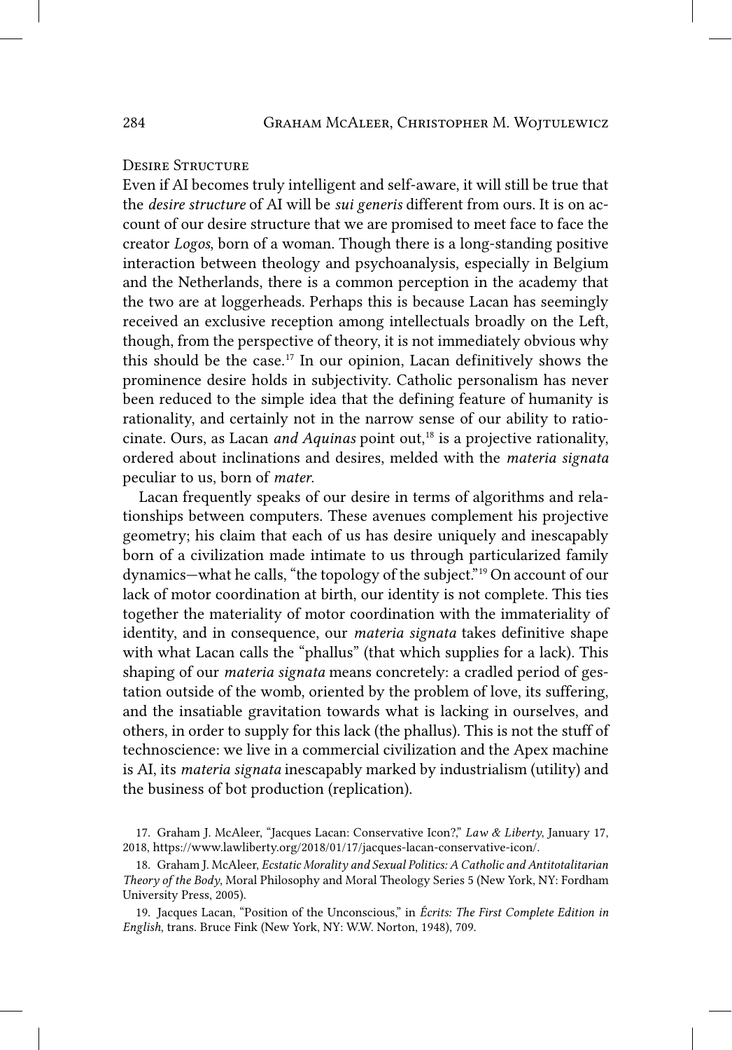## Desire Structure

Even if AI becomes truly intelligent and self-aware, it will still be true that the *desire structure* of AI will be *sui generis* different from ours. It is on account of our desire structure that we are promised to meet face to face the creator *Logos*, born of a woman. Though there is a long-standing positive interaction between theology and psychoanalysis, especially in Belgium and the Netherlands, there is a common perception in the academy that the two are at loggerheads. Perhaps this is because Lacan has seemingly received an exclusive reception among intellectuals broadly on the Left, though, from the perspective of theory, it is not immediately obvious why this should be the case.[17] In our opinion, Lacan definitively shows the prominence desire holds in subjectivity. Catholic personalism has never been reduced to the simple idea that the defining feature of humanity is rationality, and certainly not in the narrow sense of our ability to ratiocinate. Ours, as Lacan *and Aquinas* point out,[18] is a projective rationality, ordered about inclinations and desires, melded with the *materia signata* peculiar to us, born of *mater*.

Lacan frequently speaks of our desire in terms of algorithms and relationships between computers. These avenues complement his projective geometry; his claim that each of us has desire uniquely and inescapably born of a civilization made intimate to us through particularized family dynamics—what he calls, "the topology of the subject."[19] On account of our lack of motor coordination at birth, our identity is not complete. This ties together the materiality of motor coordination with the immateriality of identity, and in consequence, our *materia signata* takes definitive shape with what Lacan calls the "phallus" (that which supplies for a lack). This shaping of our *materia signata* means concretely: a cradled period of gestation outside of the womb, oriented by the problem of love, its suffering, and the insatiable gravitation towards what is lacking in ourselves, and others, in order to supply for this lack (the phallus). This is not the stuff of technoscience: we live in a commercial civilization and the Apex machine is AI, its *materia signata* inescapably marked by industrialism (utility) and the business of bot production (replication).

17. Graham J. McAleer, "Jacques Lacan: Conservative Icon?," *Law & Liberty*, January 17, 2018, https://www.lawliberty.org/2018/01/17/jacques-lacan-conservative-icon/.

18. Graham J. McAleer, *Ecstatic Morality and Sexual Politics: A Catholic and Antitotalitarian Theory of the Body*, Moral Philosophy and Moral Theology Series 5 (New York, NY: Fordham University Press, 2005).

19. Jacques Lacan, "Position of the Unconscious," in *Écrits: The First Complete Edition in English*, trans. Bruce Fink (New York, NY: W.W. Norton, 1948), 709.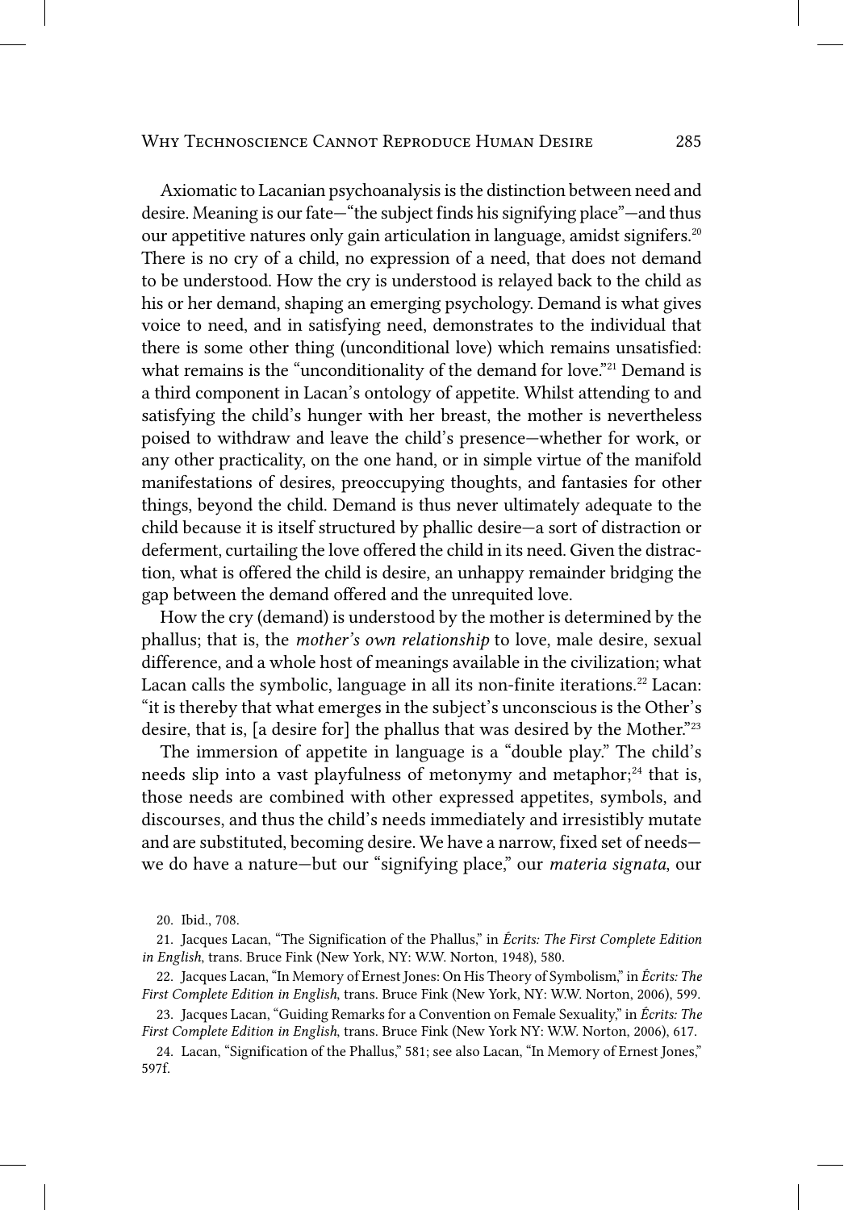Axiomatic to Lacanian psychoanalysis is the distinction between need and desire. Meaning is our fate—"the subject finds his signifying place"—and thus our appetitive natures only gain articulation in language, amidst signifers.[20] There is no cry of a child, no expression of a need, that does not demand to be understood. How the cry is understood is relayed back to the child as his or her demand, shaping an emerging psychology. Demand is what gives voice to need, and in satisfying need, demonstrates to the individual that there is some other thing (unconditional love) which remains unsatisfied: what remains is the "unconditionality of the demand for love."[21] Demand is a third component in Lacan's ontology of appetite. Whilst attending to and satisfying the child's hunger with her breast, the mother is nevertheless poised to withdraw and leave the child's presence—whether for work, or any other practicality, on the one hand, or in simple virtue of the manifold manifestations of desires, preoccupying thoughts, and fantasies for other things, beyond the child. Demand is thus never ultimately adequate to the child because it is itself structured by phallic desire—a sort of distraction or deferment, curtailing the love offered the child in its need. Given the distraction, what is offered the child is desire, an unhappy remainder bridging the gap between the demand offered and the unrequited love.

How the cry (demand) is understood by the mother is determined by the phallus; that is, the *mother's own relationship* to love, male desire, sexual difference, and a whole host of meanings available in the civilization; what Lacan calls the symbolic, language in all its non-finite iterations.[22] Lacan: "it is thereby that what emerges in the subject's unconscious is the Other's desire, that is, [a desire for] the phallus that was desired by the Mother."[23]

The immersion of appetite in language is a "double play." The child's needs slip into a vast playfulness of metonymy and metaphor;[24] that is, those needs are combined with other expressed appetites, symbols, and discourses, and thus the child's needs immediately and irresistibly mutate and are substituted, becoming desire. We have a narrow, fixed set of needs—we do have a nature—but our "signifying place," our *materia signata*, our

20. Ibid., 708.

21. Jacques Lacan, "The Signification of the Phallus," in *Écrits: The First Complete Edition in English*, trans. Bruce Fink (New York, NY: W.W. Norton, 1948), 580.

22. Jacques Lacan, "In Memory of Ernest Jones: On His Theory of Symbolism," in *Écrits: The First Complete Edition in English*, trans. Bruce Fink (New York, NY: W.W. Norton, 2006), 599.

23. Jacques Lacan, "Guiding Remarks for a Convention on Female Sexuality," in *Écrits: The First Complete Edition in English*, trans. Bruce Fink (New York NY: W.W. Norton, 2006), 617.

24. Lacan, "Signification of the Phallus," 581; see also Lacan, "In Memory of Ernest Jones," 597f.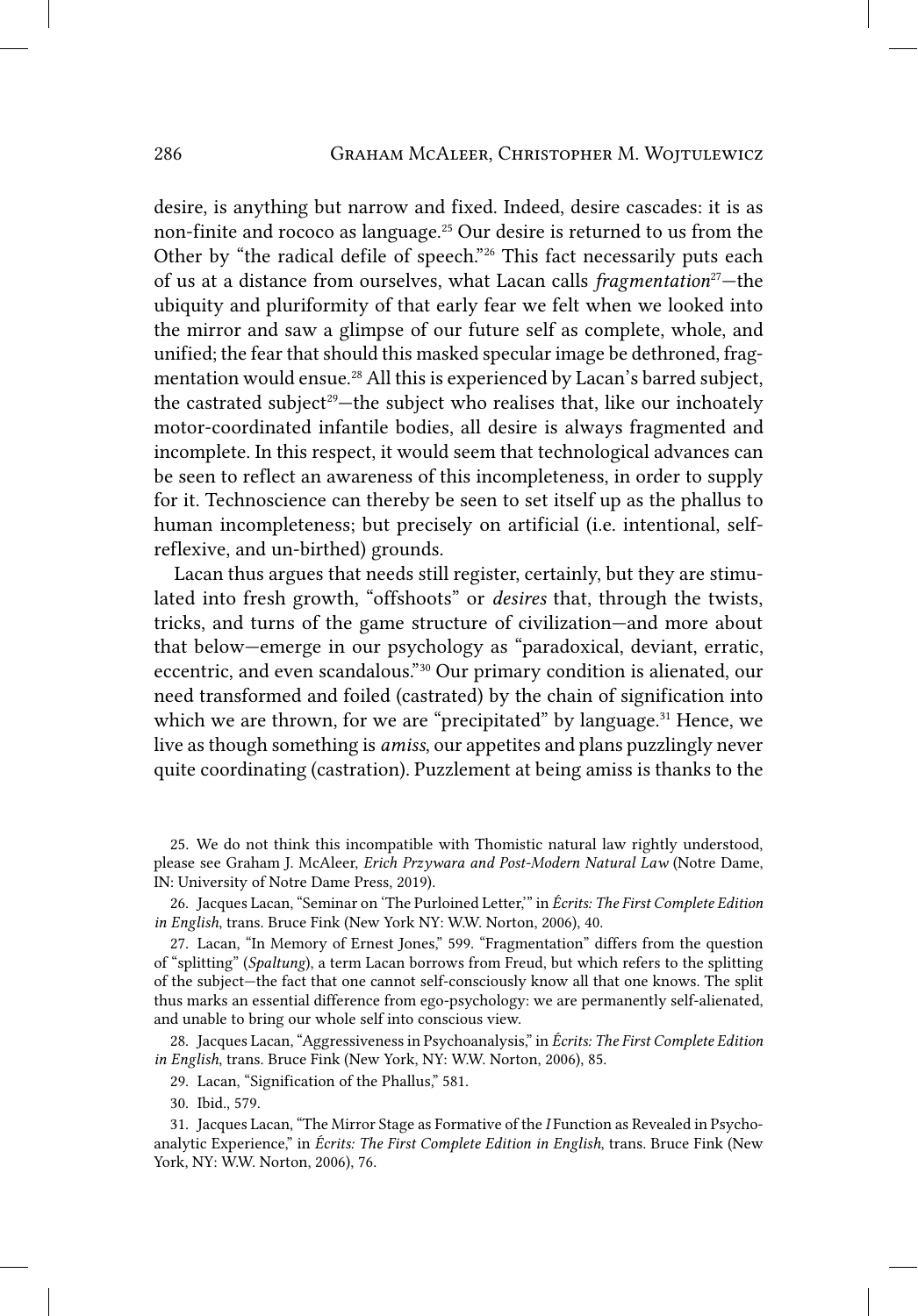desire, is anything but narrow and fixed. Indeed, desire cascades: it is as non-finite and rococo as language.[25] Our desire is returned to us from the Other by "the radical defile of speech."[26] This fact necessarily puts each of us at a distance from ourselves, what Lacan calls *fragmentation*[27]—the ubiquity and pluriformity of that early fear we felt when we looked into the mirror and saw a glimpse of our future self as complete, whole, and unified; the fear that should this masked specular image be dethroned, fragmentation would ensue.[28] All this is experienced by Lacan's barred subject, the castrated subject[29]—the subject who realises that, like our inchoately motor-coordinated infantile bodies, all desire is always fragmented and incomplete. In this respect, it would seem that technological advances can be seen to reflect an awareness of this incompleteness, in order to supply for it. Technoscience can thereby be seen to set itself up as the phallus to human incompleteness; but precisely on artificial (i.e. intentional, self-reflexive, and un-birthed) grounds.

Lacan thus argues that needs still register, certainly, but they are stimulated into fresh growth, "offshoots" or *desires* that, through the twists, tricks, and turns of the game structure of civilization—and more about that below—emerge in our psychology as "paradoxical, deviant, erratic, eccentric, and even scandalous."[30] Our primary condition is alienated, our need transformed and foiled (castrated) by the chain of signification into which we are thrown, for we are "precipitated" by language.[31] Hence, we live as though something is *amiss*, our appetites and plans puzzlingly never quite coordinating (castration). Puzzlement at being amiss is thanks to the

25. We do not think this incompatible with Thomistic natural law rightly understood, please see Graham J. McAleer, *Erich Przywara and Post-Modern Natural Law* (Notre Dame, IN: University of Notre Dame Press, 2019).

26. Jacques Lacan, "Seminar on 'The Purloined Letter,'" in *Écrits: The First Complete Edition in English*, trans. Bruce Fink (New York NY: W.W. Norton, 2006), 40.

27. Lacan, "In Memory of Ernest Jones," 599. "Fragmentation" differs from the question of "splitting" (*Spaltung*), a term Lacan borrows from Freud, but which refers to the splitting of the subject—the fact that one cannot self-consciously know all that one knows. The split thus marks an essential difference from ego-psychology: we are permanently self-alienated, and unable to bring our whole self into conscious view.

28. Jacques Lacan, "Aggressiveness in Psychoanalysis," in *Écrits: The First Complete Edition in English*, trans. Bruce Fink (New York, NY: W.W. Norton, 2006), 85.

29. Lacan, "Signification of the Phallus," 581.

30. Ibid., 579.

31. Jacques Lacan, "The Mirror Stage as Formative of the *I* Function as Revealed in Psychoanalytic Experience," in *Écrits: The First Complete Edition in English*, trans. Bruce Fink (New York, NY: W.W. Norton, 2006), 76.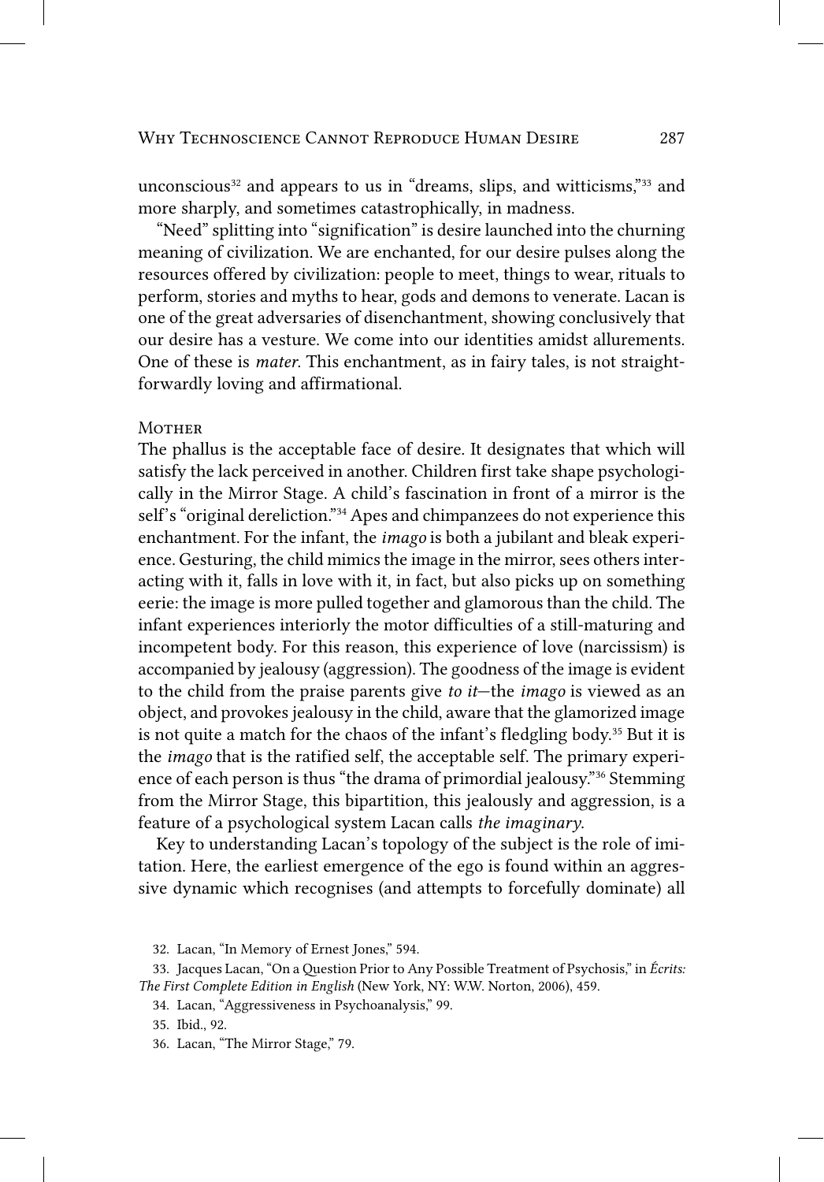unconscious[32] and appears to us in "dreams, slips, and witticisms,"[33] and more sharply, and sometimes catastrophically, in madness.

"Need" splitting into "signification" is desire launched into the churning meaning of civilization. We are enchanted, for our desire pulses along the resources offered by civilization: people to meet, things to wear, rituals to perform, stories and myths to hear, gods and demons to venerate. Lacan is one of the great adversaries of disenchantment, showing conclusively that our desire has a vesture. We come into our identities amidst allurements. One of these is *mater*. This enchantment, as in fairy tales, is not straightforwardly loving and affirmational.

## Mother

The phallus is the acceptable face of desire. It designates that which will satisfy the lack perceived in another. Children first take shape psychologically in the Mirror Stage. A child's fascination in front of a mirror is the self's "original dereliction."[34] Apes and chimpanzees do not experience this enchantment. For the infant, the *imago* is both a jubilant and bleak experience. Gesturing, the child mimics the image in the mirror, sees others interacting with it, falls in love with it, in fact, but also picks up on something eerie: the image is more pulled together and glamorous than the child. The infant experiences interiorly the motor difficulties of a still-maturing and incompetent body. For this reason, this experience of love (narcissism) is accompanied by jealousy (aggression). The goodness of the image is evident to the child from the praise parents give *to it*—the *imago* is viewed as an object, and provokes jealousy in the child, aware that the glamorized image is not quite a match for the chaos of the infant's fledgling body.[35] But it is the *imago* that is the ratified self, the acceptable self. The primary experience of each person is thus "the drama of primordial jealousy."[36] Stemming from the Mirror Stage, this bipartition, this jealously and aggression, is a feature of a psychological system Lacan calls *the imaginary*.

Key to understanding Lacan's topology of the subject is the role of imitation. Here, the earliest emergence of the ego is found within an aggressive dynamic which recognises (and attempts to forcefully dominate) all

32. Lacan, "In Memory of Ernest Jones," 594.

33. Jacques Lacan, "On a Question Prior to Any Possible Treatment of Psychosis," in *Écrits: The First Complete Edition in English* (New York, NY: W.W. Norton, 2006), 459.

34. Lacan, "Aggressiveness in Psychoanalysis," 99.

35. Ibid., 92.

36. Lacan, "The Mirror Stage," 79.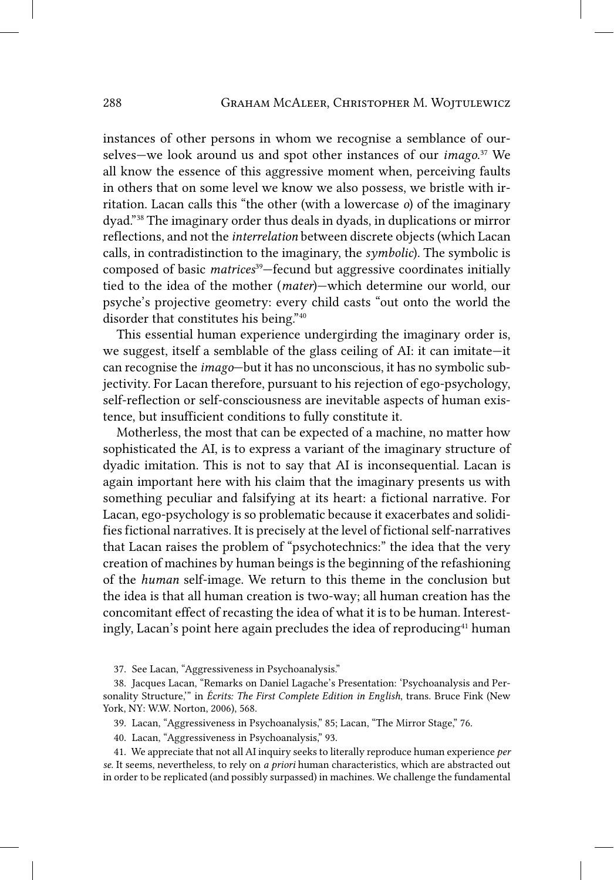instances of other persons in whom we recognise a semblance of ourselves—we look around us and spot other instances of our *imago*.[37] We all know the essence of this aggressive moment when, perceiving faults in others that on some level we know we also possess, we bristle with irritation. Lacan calls this "the other (with a lowercase *o*) of the imaginary dyad."[38] The imaginary order thus deals in dyads, in duplications or mirror reflections, and not the *interrelation* between discrete objects (which Lacan calls, in contradistinction to the imaginary, the *symbolic*). The symbolic is composed of basic *matrices*[39]—fecund but aggressive coordinates initially tied to the idea of the mother (*mater*)—which determine our world, our psyche's projective geometry: every child casts "out onto the world the disorder that constitutes his being."[40]

This essential human experience undergirding the imaginary order is, we suggest, itself a semblable of the glass ceiling of AI: it can imitate—it can recognise the *imago*—but it has no unconscious, it has no symbolic subjectivity. For Lacan therefore, pursuant to his rejection of ego-psychology, self-reflection or self-consciousness are inevitable aspects of human existence, but insufficient conditions to fully constitute it.

Motherless, the most that can be expected of a machine, no matter how sophisticated the AI, is to express a variant of the imaginary structure of dyadic imitation. This is not to say that AI is inconsequential. Lacan is again important here with his claim that the imaginary presents us with something peculiar and falsifying at its heart: a fictional narrative. For Lacan, ego-psychology is so problematic because it exacerbates and solidifies fictional narratives. It is precisely at the level of fictional self-narratives that Lacan raises the problem of "psychotechnics:" the idea that the very creation of machines by human beings is the beginning of the refashioning of the *human* self-image. We return to this theme in the conclusion but the idea is that all human creation is two-way; all human creation has the concomitant effect of recasting the idea of what it is to be human. Interestingly, Lacan's point here again precludes the idea of reproducing[41] human

37. See Lacan, "Aggressiveness in Psychoanalysis."

38. Jacques Lacan, "Remarks on Daniel Lagache's Presentation: 'Psychoanalysis and Personality Structure,'" in *Écrits: The First Complete Edition in English*, trans. Bruce Fink (New York, NY: W.W. Norton, 2006), 568.

39. Lacan, "Aggressiveness in Psychoanalysis," 85; Lacan, "The Mirror Stage," 76.

40. Lacan, "Aggressiveness in Psychoanalysis," 93.

41. We appreciate that not all AI inquiry seeks to literally reproduce human experience *per se*. It seems, nevertheless, to rely on *a priori* human characteristics, which are abstracted out in order to be replicated (and possibly surpassed) in machines. We challenge the fundamental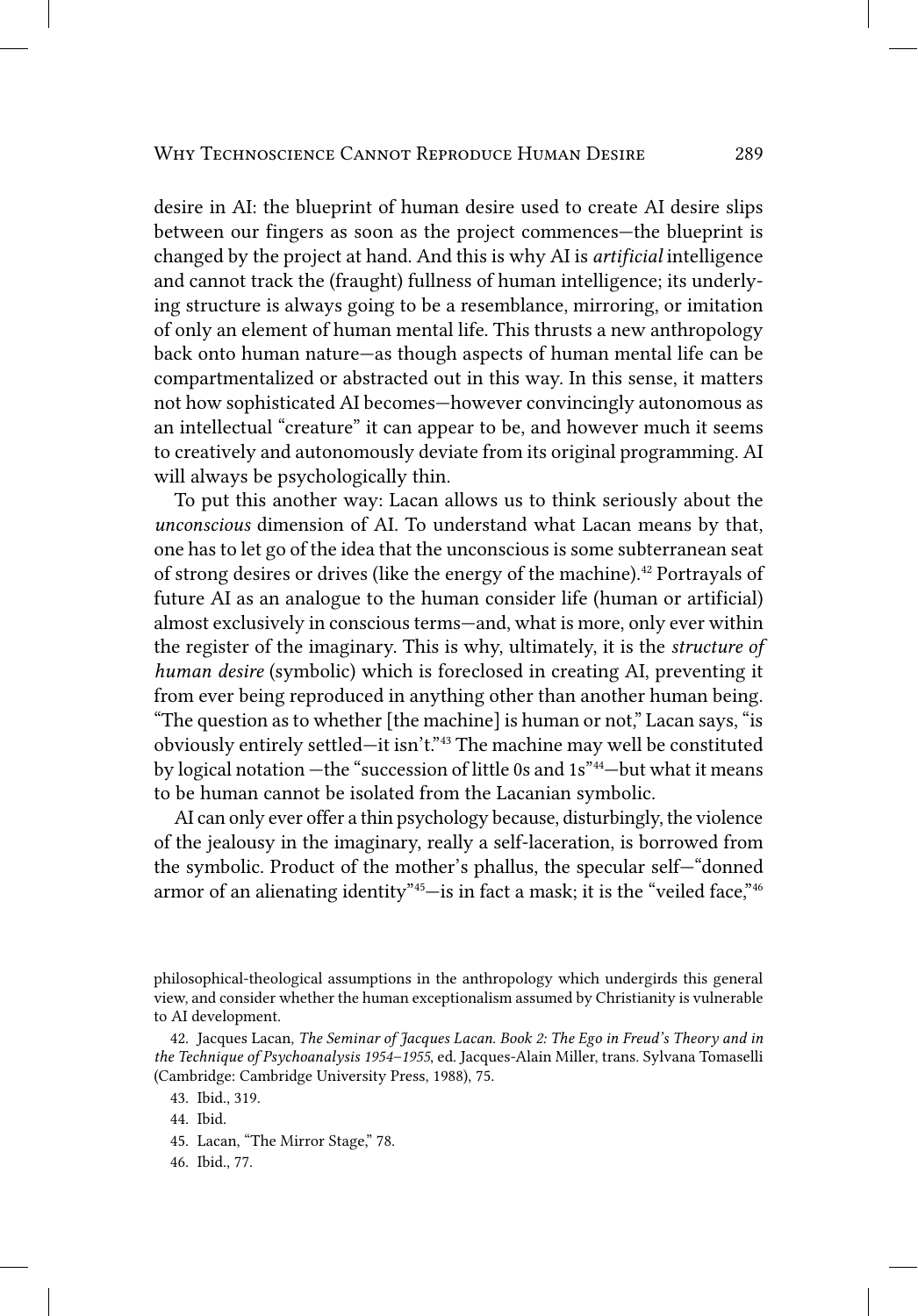desire in AI: the blueprint of human desire used to create AI desire slips between our fingers as soon as the project commences—the blueprint is changed by the project at hand. And this is why AI is *artificial* intelligence and cannot track the (fraught) fullness of human intelligence; its underlying structure is always going to be a resemblance, mirroring, or imitation of only an element of human mental life. This thrusts a new anthropology back onto human nature—as though aspects of human mental life can be compartmentalized or abstracted out in this way. In this sense, it matters not how sophisticated AI becomes—however convincingly autonomous as an intellectual "creature" it can appear to be, and however much it seems to creatively and autonomously deviate from its original programming. AI will always be psychologically thin.

To put this another way: Lacan allows us to think seriously about the *unconscious* dimension of AI. To understand what Lacan means by that, one has to let go of the idea that the unconscious is some subterranean seat of strong desires or drives (like the energy of the machine).[42] Portrayals of future AI as an analogue to the human consider life (human or artificial) almost exclusively in conscious terms—and, what is more, only ever within the register of the imaginary. This is why, ultimately, it is the *structure of human desire* (symbolic) which is foreclosed in creating AI, preventing it from ever being reproduced in anything other than another human being. "The question as to whether [the machine] is human or not," Lacan says, "is obviously entirely settled—it isn't."[43] The machine may well be constituted by logical notation —the "succession of little 0s and 1s"[44]—but what it means to be human cannot be isolated from the Lacanian symbolic.

AI can only ever offer a thin psychology because, disturbingly, the violence of the jealousy in the imaginary, really a self-laceration, is borrowed from the symbolic. Product of the mother's phallus, the specular self—"donned armor of an alienating identity"[45]—is in fact a mask; it is the "veiled face,"[46]

---

philosophical-theological assumptions in the anthropology which undergirds this general view, and consider whether the human exceptionalism assumed by Christianity is vulnerable to AI development.

42. Jacques Lacan, *The Seminar of Jacques Lacan. Book 2: The Ego in Freud's Theory and in the Technique of Psychoanalysis 1954–1955*, ed. Jacques-Alain Miller, trans. Sylvana Tomaselli (Cambridge: Cambridge University Press, 1988), 75.

43. Ibid., 319.

44. Ibid.

45. Lacan, "The Mirror Stage," 78.

46. Ibid., 77.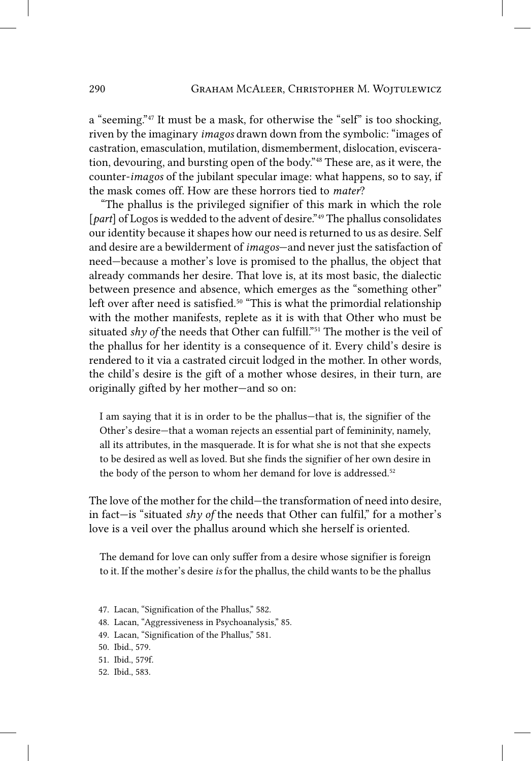a "seeming."[47] It must be a mask, for otherwise the "self" is too shocking, riven by the imaginary *imagos* drawn down from the symbolic: "images of castration, emasculation, mutilation, dismemberment, dislocation, evisceration, devouring, and bursting open of the body."[48] These are, as it were, the counter-*imagos* of the jubilant specular image: what happens, so to say, if the mask comes off. How are these horrors tied to *mater*?

"The phallus is the privileged signifier of this mark in which the role [*part*] of Logos is wedded to the advent of desire."[49] The phallus consolidates our identity because it shapes how our need is returned to us as desire. Self and desire are a bewilderment of *imagos*—and never just the satisfaction of need—because a mother's love is promised to the phallus, the object that already commands her desire. That love is, at its most basic, the dialectic between presence and absence, which emerges as the "something other" left over after need is satisfied.[50] "This is what the primordial relationship with the mother manifests, replete as it is with that Other who must be situated *shy of* the needs that Other can fulfill."[51] The mother is the veil of the phallus for her identity is a consequence of it. Every child's desire is rendered to it via a castrated circuit lodged in the mother. In other words, the child's desire is the gift of a mother whose desires, in their turn, are originally gifted by her mother—and so on:

> I am saying that it is in order to be the phallus—that is, the signifier of the Other's desire—that a woman rejects an essential part of femininity, namely, all its attributes, in the masquerade. It is for what she is not that she expects to be desired as well as loved. But she finds the signifier of her own desire in the body of the person to whom her demand for love is addressed.[52]

The love of the mother for the child—the transformation of need into desire, in fact—is "situated *shy of* the needs that Other can fulfil," for a mother's love is a veil over the phallus around which she herself is oriented.

> The demand for love can only suffer from a desire whose signifier is foreign to it. If the mother's desire *is* for the phallus, the child wants to be the phallus

47. Lacan, "Signification of the Phallus," 582.
48. Lacan, "Aggressiveness in Psychoanalysis," 85.
49. Lacan, "Signification of the Phallus," 581.
50. Ibid., 579.
51. Ibid., 579f.
52. Ibid., 583.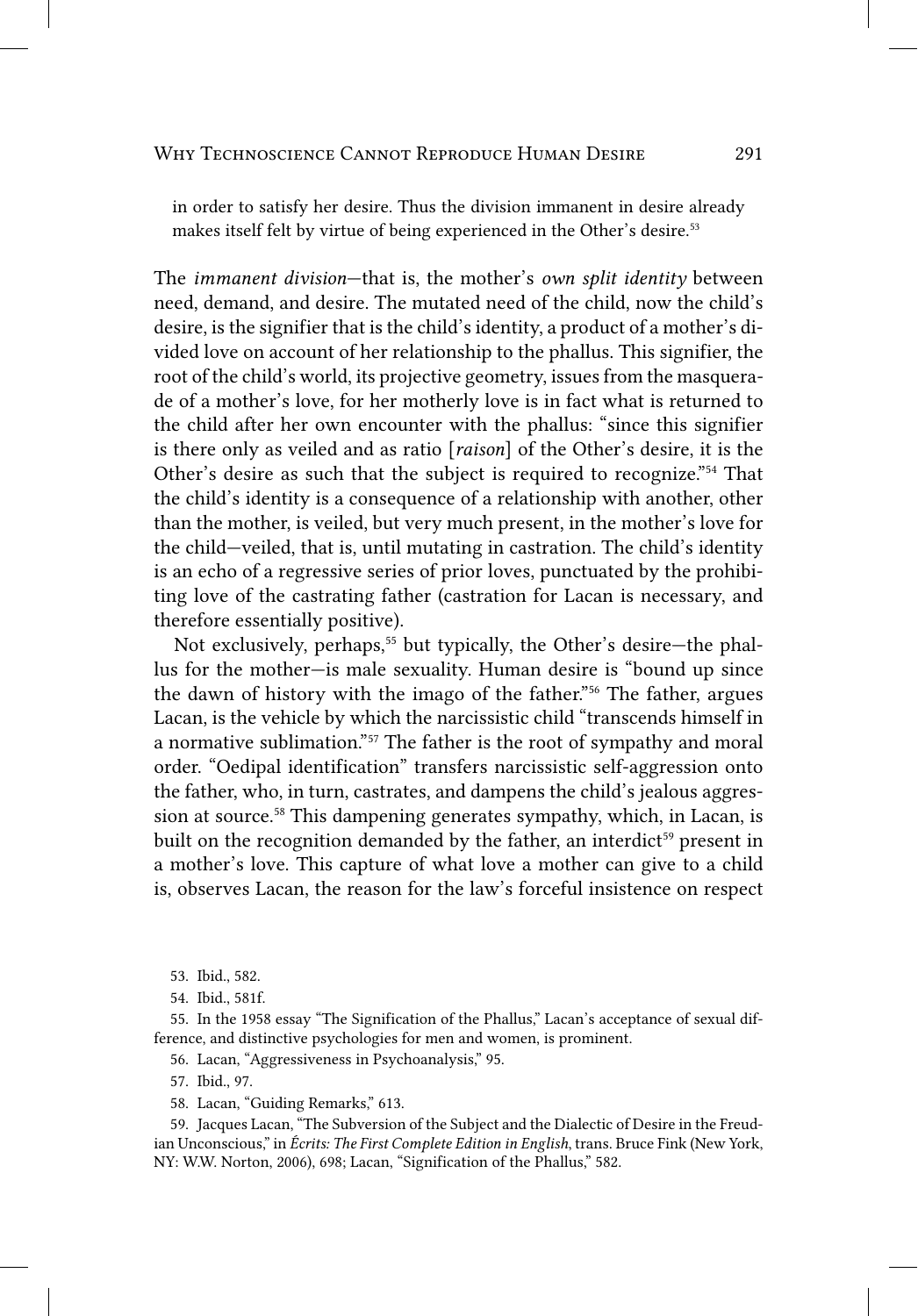in order to satisfy her desire. Thus the division immanent in desire already makes itself felt by virtue of being experienced in the Other's desire.[53]

The *immanent division*—that is, the mother's *own split identity* between need, demand, and desire. The mutated need of the child, now the child's desire, is the signifier that is the child's identity, a product of a mother's divided love on account of her relationship to the phallus. This signifier, the root of the child's world, its projective geometry, issues from the masquerade of a mother's love, for her motherly love is in fact what is returned to the child after her own encounter with the phallus: "since this signifier is there only as veiled and as ratio [*raison*] of the Other's desire, it is the Other's desire as such that the subject is required to recognize."[54] That the child's identity is a consequence of a relationship with another, other than the mother, is veiled, but very much present, in the mother's love for the child—veiled, that is, until mutating in castration. The child's identity is an echo of a regressive series of prior loves, punctuated by the prohibiting love of the castrating father (castration for Lacan is necessary, and therefore essentially positive).

Not exclusively, perhaps,[55] but typically, the Other's desire—the phallus for the mother—is male sexuality. Human desire is "bound up since the dawn of history with the imago of the father."[56] The father, argues Lacan, is the vehicle by which the narcissistic child "transcends himself in a normative sublimation."[57] The father is the root of sympathy and moral order. "Oedipal identification" transfers narcissistic self-aggression onto the father, who, in turn, castrates, and dampens the child's jealous aggression at source.[58] This dampening generates sympathy, which, in Lacan, is built on the recognition demanded by the father, an interdict[59] present in a mother's love. This capture of what love a mother can give to a child is, observes Lacan, the reason for the law's forceful insistence on respect

53. Ibid., 582.

54. Ibid., 581f.

55. In the 1958 essay "The Signification of the Phallus," Lacan's acceptance of sexual difference, and distinctive psychologies for men and women, is prominent.

56. Lacan, "Aggressiveness in Psychoanalysis," 95.

57. Ibid., 97.

58. Lacan, "Guiding Remarks," 613.

59. Jacques Lacan, "The Subversion of the Subject and the Dialectic of Desire in the Freudian Unconscious," in *Écrits: The First Complete Edition in English*, trans. Bruce Fink (New York, NY: W.W. Norton, 2006), 698; Lacan, "Signification of the Phallus," 582.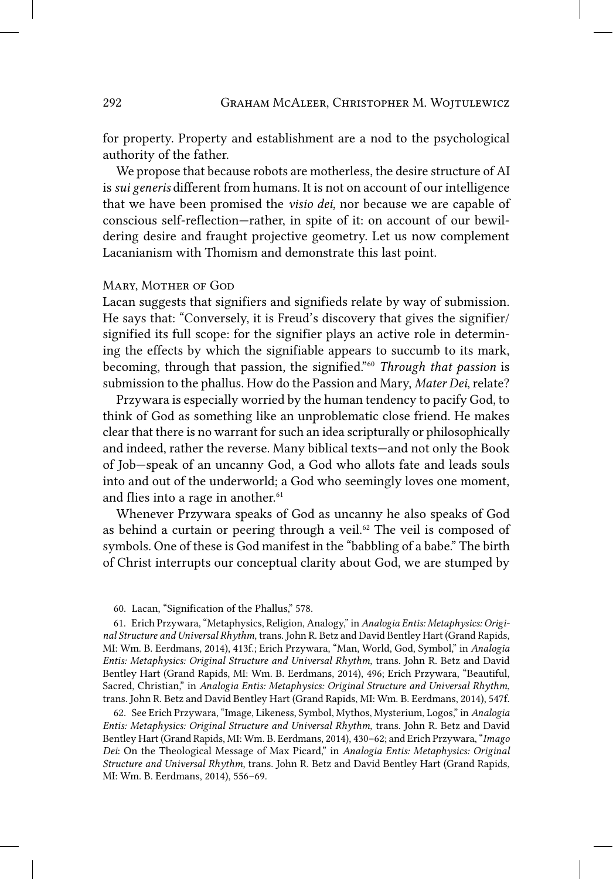for property. Property and establishment are a nod to the psychological authority of the father.

We propose that because robots are motherless, the desire structure of AI is *sui generis* different from humans. It is not on account of our intelligence that we have been promised the *visio dei*, nor because we are capable of conscious self-reflection—rather, in spite of it: on account of our bewildering desire and fraught projective geometry. Let us now complement Lacanianism with Thomism and demonstrate this last point.

## Mary, Mother of God

Lacan suggests that signifiers and signifieds relate by way of submission. He says that: "Conversely, it is Freud's discovery that gives the signifier/signified its full scope: for the signifier plays an active role in determining the effects by which the signifiable appears to succumb to its mark, becoming, through that passion, the signified."[60] *Through that passion* is submission to the phallus. How do the Passion and Mary, *Mater Dei*, relate?

Przywara is especially worried by the human tendency to pacify God, to think of God as something like an unproblematic close friend. He makes clear that there is no warrant for such an idea scripturally or philosophically and indeed, rather the reverse. Many biblical texts—and not only the Book of Job—speak of an uncanny God, a God who allots fate and leads souls into and out of the underworld; a God who seemingly loves one moment, and flies into a rage in another.[61]

Whenever Przywara speaks of God as uncanny he also speaks of God as behind a curtain or peering through a veil.[62] The veil is composed of symbols. One of these is God manifest in the "babbling of a babe." The birth of Christ interrupts our conceptual clarity about God, we are stumped by

60. Lacan, "Signification of the Phallus," 578.

61. Erich Przywara, "Metaphysics, Religion, Analogy," in *Analogia Entis: Metaphysics: Original Structure and Universal Rhythm*, trans. John R. Betz and David Bentley Hart (Grand Rapids, MI: Wm. B. Eerdmans, 2014), 413f.; Erich Przywara, "Man, World, God, Symbol," in *Analogia Entis: Metaphysics: Original Structure and Universal Rhythm*, trans. John R. Betz and David Bentley Hart (Grand Rapids, MI: Wm. B. Eerdmans, 2014), 496; Erich Przywara, "Beautiful, Sacred, Christian," in *Analogia Entis: Metaphysics: Original Structure and Universal Rhythm*, trans. John R. Betz and David Bentley Hart (Grand Rapids, MI: Wm. B. Eerdmans, 2014), 547f.

62. See Erich Przywara, "Image, Likeness, Symbol, Mythos, Mysterium, Logos," in *Analogia Entis: Metaphysics: Original Structure and Universal Rhythm*, trans. John R. Betz and David Bentley Hart (Grand Rapids, MI: Wm. B. Eerdmans, 2014), 430–62; and Erich Przywara, "*Imago Dei*: On the Theological Message of Max Picard," in *Analogia Entis: Metaphysics: Original Structure and Universal Rhythm*, trans. John R. Betz and David Bentley Hart (Grand Rapids, MI: Wm. B. Eerdmans, 2014), 556–69.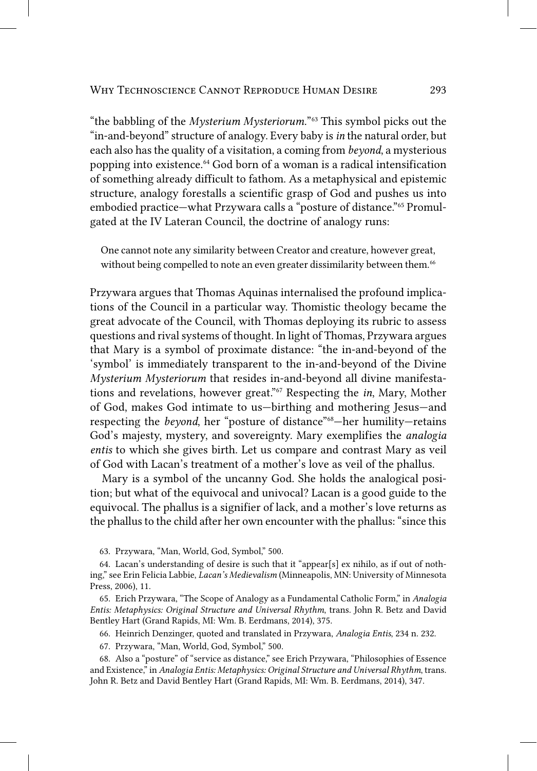"the babbling of the *Mysterium Mysteriorum*."[63] This symbol picks out the "in-and-beyond" structure of analogy. Every baby is *in* the natural order, but each also has the quality of a visitation, a coming from *beyond*, a mysterious popping into existence.[64] God born of a woman is a radical intensification of something already difficult to fathom. As a metaphysical and epistemic structure, analogy forestalls a scientific grasp of God and pushes us into embodied practice—what Przywara calls a "posture of distance."[65] Promulgated at the IV Lateran Council, the doctrine of analogy runs:

> One cannot note any similarity between Creator and creature, however great, without being compelled to note an even greater dissimilarity between them.[66]

Przywara argues that Thomas Aquinas internalised the profound implications of the Council in a particular way. Thomistic theology became the great advocate of the Council, with Thomas deploying its rubric to assess questions and rival systems of thought. In light of Thomas, Przywara argues that Mary is a symbol of proximate distance: "the in-and-beyond of the 'symbol' is immediately transparent to the in-and-beyond of the Divine *Mysterium Mysteriorum* that resides in-and-beyond all divine manifestations and revelations, however great."[67] Respecting the *in*, Mary, Mother of God, makes God intimate to us—birthing and mothering Jesus—and respecting the *beyond*, her "posture of distance"[68]—her humility—retains God's majesty, mystery, and sovereignty. Mary exemplifies the *analogia entis* to which she gives birth. Let us compare and contrast Mary as veil of God with Lacan's treatment of a mother's love as veil of the phallus.

Mary is a symbol of the uncanny God. She holds the analogical position; but what of the equivocal and univocal? Lacan is a good guide to the equivocal. The phallus is a signifier of lack, and a mother's love returns as the phallus to the child after her own encounter with the phallus: "since this

63. Przywara, "Man, World, God, Symbol," 500.

64. Lacan's understanding of desire is such that it "appear[s] ex nihilo, as if out of nothing," see Erin Felicia Labbie, *Lacan's Medievalism* (Minneapolis, MN: University of Minnesota Press, 2006), 11.

65. Erich Przywara, "The Scope of Analogy as a Fundamental Catholic Form," in *Analogia Entis: Metaphysics: Original Structure and Universal Rhythm*, trans. John R. Betz and David Bentley Hart (Grand Rapids, MI: Wm. B. Eerdmans, 2014), 375.

66. Heinrich Denzinger, quoted and translated in Przywara, *Analogia Entis*, 234 n. 232.

67. Przywara, "Man, World, God, Symbol," 500.

68. Also a "posture" of "service as distance," see Erich Przywara, "Philosophies of Essence and Existence," in *Analogia Entis: Metaphysics: Original Structure and Universal Rhythm*, trans. John R. Betz and David Bentley Hart (Grand Rapids, MI: Wm. B. Eerdmans, 2014), 347.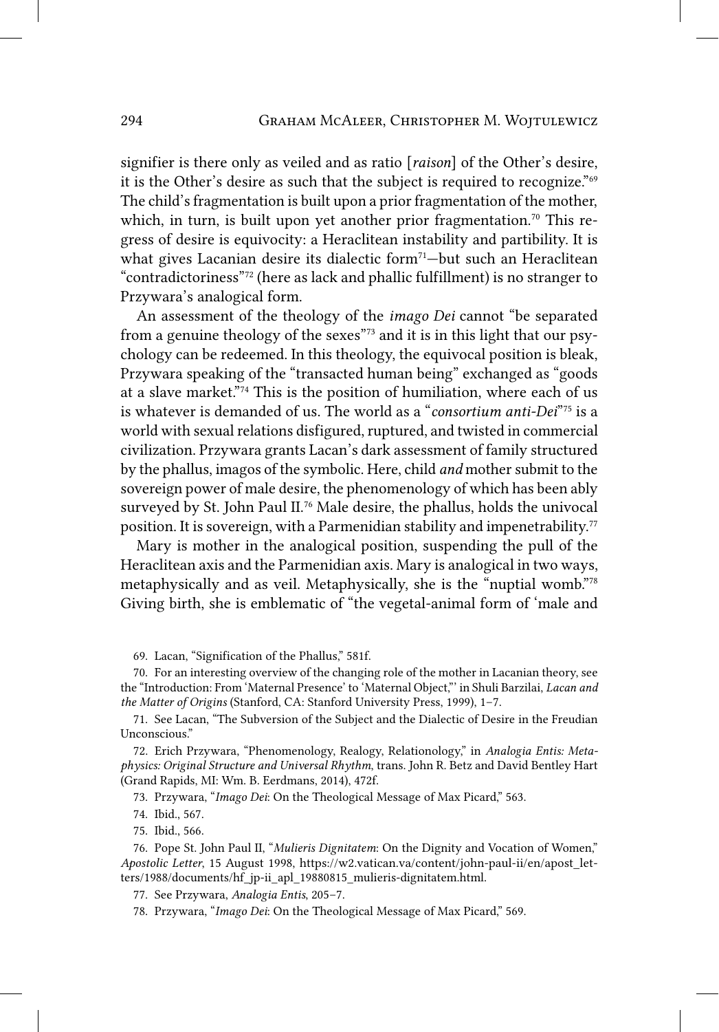signifier is there only as veiled and as ratio [*raison*] of the Other's desire, it is the Other's desire as such that the subject is required to recognize."[69] The child's fragmentation is built upon a prior fragmentation of the mother, which, in turn, is built upon yet another prior fragmentation.[70] This regress of desire is equivocity: a Heraclitean instability and partibility. It is what gives Lacanian desire its dialectic form[71]—but such an Heraclitean "contradictoriness"[72] (here as lack and phallic fulfillment) is no stranger to Przywara's analogical form.

An assessment of the theology of the *imago Dei* cannot "be separated from a genuine theology of the sexes"[73] and it is in this light that our psychology can be redeemed. In this theology, the equivocal position is bleak, Przywara speaking of the "transacted human being" exchanged as "goods at a slave market."[74] This is the position of humiliation, where each of us is whatever is demanded of us. The world as a "*consortium anti-Dei*"[75] is a world with sexual relations disfigured, ruptured, and twisted in commercial civilization. Przywara grants Lacan's dark assessment of family structured by the phallus, imagos of the symbolic. Here, child *and* mother submit to the sovereign power of male desire, the phenomenology of which has been ably surveyed by St. John Paul II.[76] Male desire, the phallus, holds the univocal position. It is sovereign, with a Parmenidian stability and impenetrability.[77]

Mary is mother in the analogical position, suspending the pull of the Heraclitean axis and the Parmenidian axis. Mary is analogical in two ways, metaphysically and as veil. Metaphysically, she is the "nuptial womb."[78] Giving birth, she is emblematic of "the vegetal-animal form of 'male and

69. Lacan, "Signification of the Phallus," 581f.

70. For an interesting overview of the changing role of the mother in Lacanian theory, see the "Introduction: From 'Maternal Presence' to 'Maternal Object,"' in Shuli Barzilai, *Lacan and the Matter of Origins* (Stanford, CA: Stanford University Press, 1999), 1–7.

71. See Lacan, "The Subversion of the Subject and the Dialectic of Desire in the Freudian Unconscious."

72. Erich Przywara, "Phenomenology, Realogy, Relationology," in *Analogia Entis: Metaphysics: Original Structure and Universal Rhythm*, trans. John R. Betz and David Bentley Hart (Grand Rapids, MI: Wm. B. Eerdmans, 2014), 472f.

73. Przywara, "*Imago Dei*: On the Theological Message of Max Picard," 563.

74. Ibid., 567.

75. Ibid., 566.

76. Pope St. John Paul II, "*Mulieris Dignitatem*: On the Dignity and Vocation of Women," *Apostolic Letter*, 15 August 1998, https://w2.vatican.va/content/john-paul-ii/en/apost_letters/1988/documents/hf_jp-ii_apl_19880815_mulieris-dignitatem.html.

77. See Przywara, *Analogia Entis*, 205–7.

78. Przywara, "*Imago Dei*: On the Theological Message of Max Picard," 569.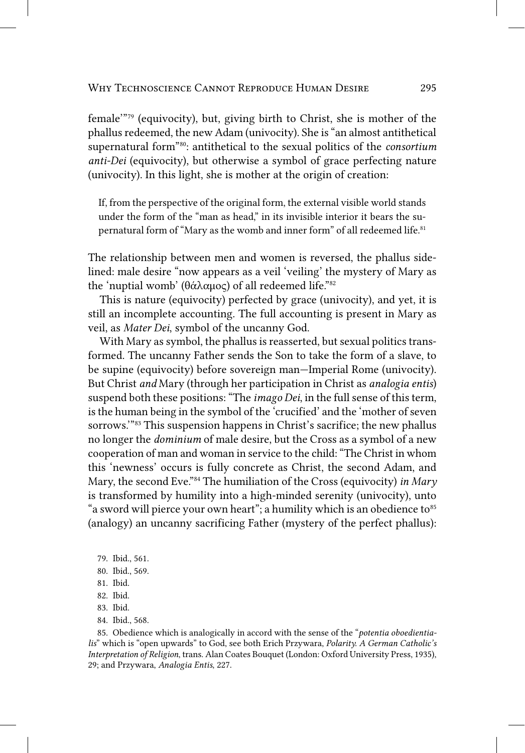female'"[79] (equivocity), but, giving birth to Christ, she is mother of the phallus redeemed, the new Adam (univocity). She is "an almost antithetical supernatural form"[80]: antithetical to the sexual politics of the *consortium anti-Dei* (equivocity), but otherwise a symbol of grace perfecting nature (univocity). In this light, she is mother at the origin of creation:

> If, from the perspective of the original form, the external visible world stands under the form of the "man as head," in its invisible interior it bears the supernatural form of "Mary as the womb and inner form" of all redeemed life.[81]

The relationship between men and women is reversed, the phallus sidelined: male desire "now appears as a veil 'veiling' the mystery of Mary as the 'nuptial womb' (θάλαμος) of all redeemed life."[82]

This is nature (equivocity) perfected by grace (univocity), and yet, it is still an incomplete accounting. The full accounting is present in Mary as veil, as *Mater Dei*, symbol of the uncanny God.

With Mary as symbol, the phallus is reasserted, but sexual politics transformed. The uncanny Father sends the Son to take the form of a slave, to be supine (equivocity) before sovereign man—Imperial Rome (univocity). But Christ *and* Mary (through her participation in Christ as *analogia entis*) suspend both these positions: "The *imago Dei*, in the full sense of this term, is the human being in the symbol of the 'crucified' and the 'mother of seven sorrows.'"[83] This suspension happens in Christ's sacrifice; the new phallus no longer the *dominium* of male desire, but the Cross as a symbol of a new cooperation of man and woman in service to the child: "The Christ in whom this 'newness' occurs is fully concrete as Christ, the second Adam, and Mary, the second Eve."[84] The humiliation of the Cross (equivocity) *in Mary* is transformed by humility into a high-minded serenity (univocity), unto "a sword will pierce your own heart"; a humility which is an obedience to[85] (analogy) an uncanny sacrificing Father (mystery of the perfect phallus):

79. Ibid., 561.

80. Ibid., 569.

81. Ibid.

82. Ibid.

83. Ibid.

84. Ibid., 568.

85. Obedience which is analogically in accord with the sense of the "*potentia oboedientialis*" which is "open upwards" to God, see both Erich Przywara, *Polarity. A German Catholic's Interpretation of Religion*, trans. Alan Coates Bouquet (London: Oxford University Press, 1935), 29; and Przywara, *Analogia Entis*, 227.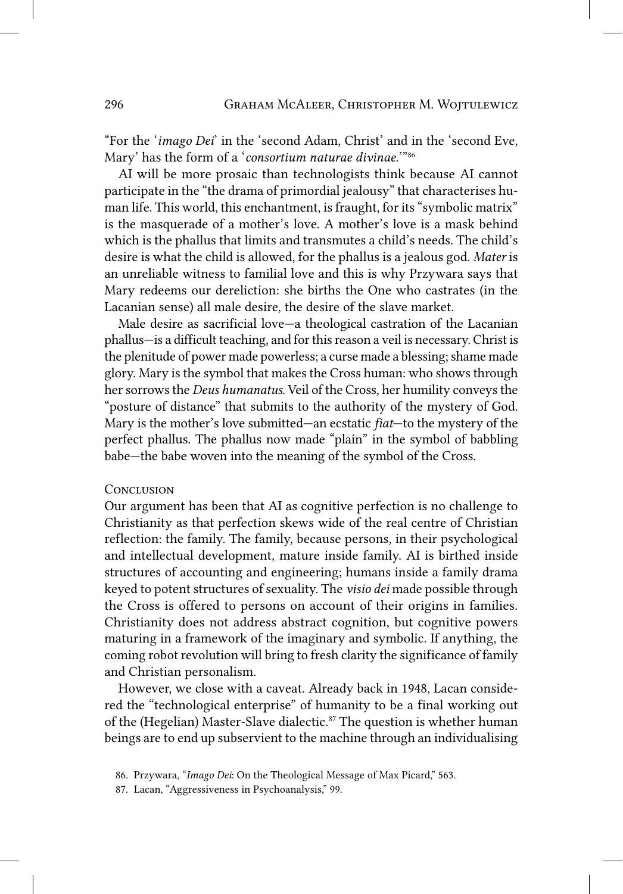"For the '*imago Dei*' in the 'second Adam, Christ' and in the 'second Eve, Mary' has the form of a '*consortium naturae divinae.*'"[86]

AI will be more prosaic than technologists think because AI cannot participate in the "the drama of primordial jealousy" that characterises human life. This world, this enchantment, is fraught, for its "symbolic matrix" is the masquerade of a mother's love. A mother's love is a mask behind which is the phallus that limits and transmutes a child's needs. The child's desire is what the child is allowed, for the phallus is a jealous god. *Mater* is an unreliable witness to familial love and this is why Przywara says that Mary redeems our dereliction: she births the One who castrates (in the Lacanian sense) all male desire, the desire of the slave market.

Male desire as sacrificial love—a theological castration of the Lacanian phallus—is a difficult teaching, and for this reason a veil is necessary. Christ is the plenitude of power made powerless; a curse made a blessing; shame made glory. Mary is the symbol that makes the Cross human: who shows through her sorrows the *Deus humanatus*. Veil of the Cross, her humility conveys the "posture of distance" that submits to the authority of the mystery of God. Mary is the mother's love submitted—an ecstatic *fiat*—to the mystery of the perfect phallus. The phallus now made "plain" in the symbol of babbling babe—the babe woven into the meaning of the symbol of the Cross.

## Conclusion

Our argument has been that AI as cognitive perfection is no challenge to Christianity as that perfection skews wide of the real centre of Christian reflection: the family. The family, because persons, in their psychological and intellectual development, mature inside family. AI is birthed inside structures of accounting and engineering; humans inside a family drama keyed to potent structures of sexuality. The *visio dei* made possible through the Cross is offered to persons on account of their origins in families. Christianity does not address abstract cognition, but cognitive powers maturing in a framework of the imaginary and symbolic. If anything, the coming robot revolution will bring to fresh clarity the significance of family and Christian personalism.

However, we close with a caveat. Already back in 1948, Lacan considered the "technological enterprise" of humanity to be a final working out of the (Hegelian) Master-Slave dialectic.[87] The question is whether human beings are to end up subservient to the machine through an individualising

86. Przywara, "*Imago Dei*: On the Theological Message of Max Picard," 563.

87. Lacan, "Aggressiveness in Psychoanalysis," 99.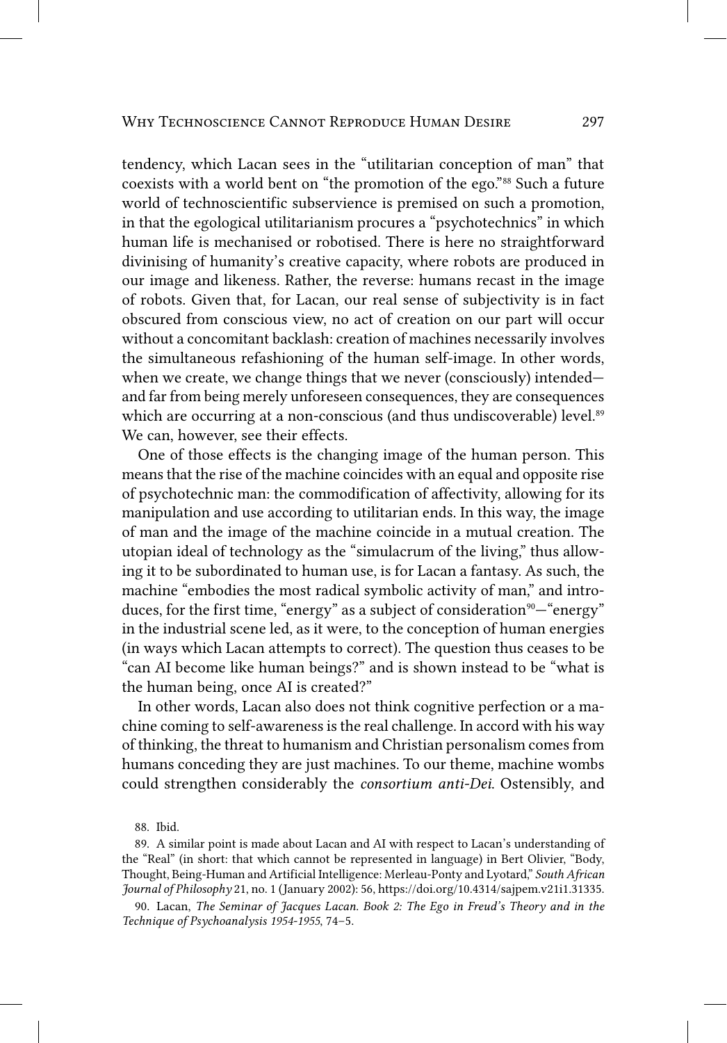tendency, which Lacan sees in the "utilitarian conception of man" that coexists with a world bent on "the promotion of the ego."[88] Such a future world of technoscientific subservience is premised on such a promotion, in that the egological utilitarianism procures a "psychotechnics" in which human life is mechanised or robotised. There is here no straightforward divinising of humanity's creative capacity, where robots are produced in our image and likeness. Rather, the reverse: humans recast in the image of robots. Given that, for Lacan, our real sense of subjectivity is in fact obscured from conscious view, no act of creation on our part will occur without a concomitant backlash: creation of machines necessarily involves the simultaneous refashioning of the human self-image. In other words, when we create, we change things that we never (consciously) intended—and far from being merely unforeseen consequences, they are consequences which are occurring at a non-conscious (and thus undiscoverable) level.[89] We can, however, see their effects.

One of those effects is the changing image of the human person. This means that the rise of the machine coincides with an equal and opposite rise of psychotechnic man: the commodification of affectivity, allowing for its manipulation and use according to utilitarian ends. In this way, the image of man and the image of the machine coincide in a mutual creation. The utopian ideal of technology as the "simulacrum of the living," thus allowing it to be subordinated to human use, is for Lacan a fantasy. As such, the machine "embodies the most radical symbolic activity of man," and introduces, for the first time, "energy" as a subject of consideration[90]—"energy" in the industrial scene led, as it were, to the conception of human energies (in ways which Lacan attempts to correct). The question thus ceases to be "can AI become like human beings?" and is shown instead to be "what is the human being, once AI is created?"

In other words, Lacan also does not think cognitive perfection or a machine coming to self-awareness is the real challenge. In accord with his way of thinking, the threat to humanism and Christian personalism comes from humans conceding they are just machines. To our theme, machine wombs could strengthen considerably the *consortium anti-Dei*. Ostensibly, and

88. Ibid.

89. A similar point is made about Lacan and AI with respect to Lacan's understanding of the "Real" (in short: that which cannot be represented in language) in Bert Olivier, "Body, Thought, Being-Human and Artificial Intelligence: Merleau-Ponty and Lyotard," *South African Journal of Philosophy* 21, no. 1 (January 2002): 56, https://doi.org/10.4314/sajpem.v21i1.31335.

90. Lacan, *The Seminar of Jacques Lacan. Book 2: The Ego in Freud's Theory and in the Technique of Psychoanalysis 1954-1955*, 74–5.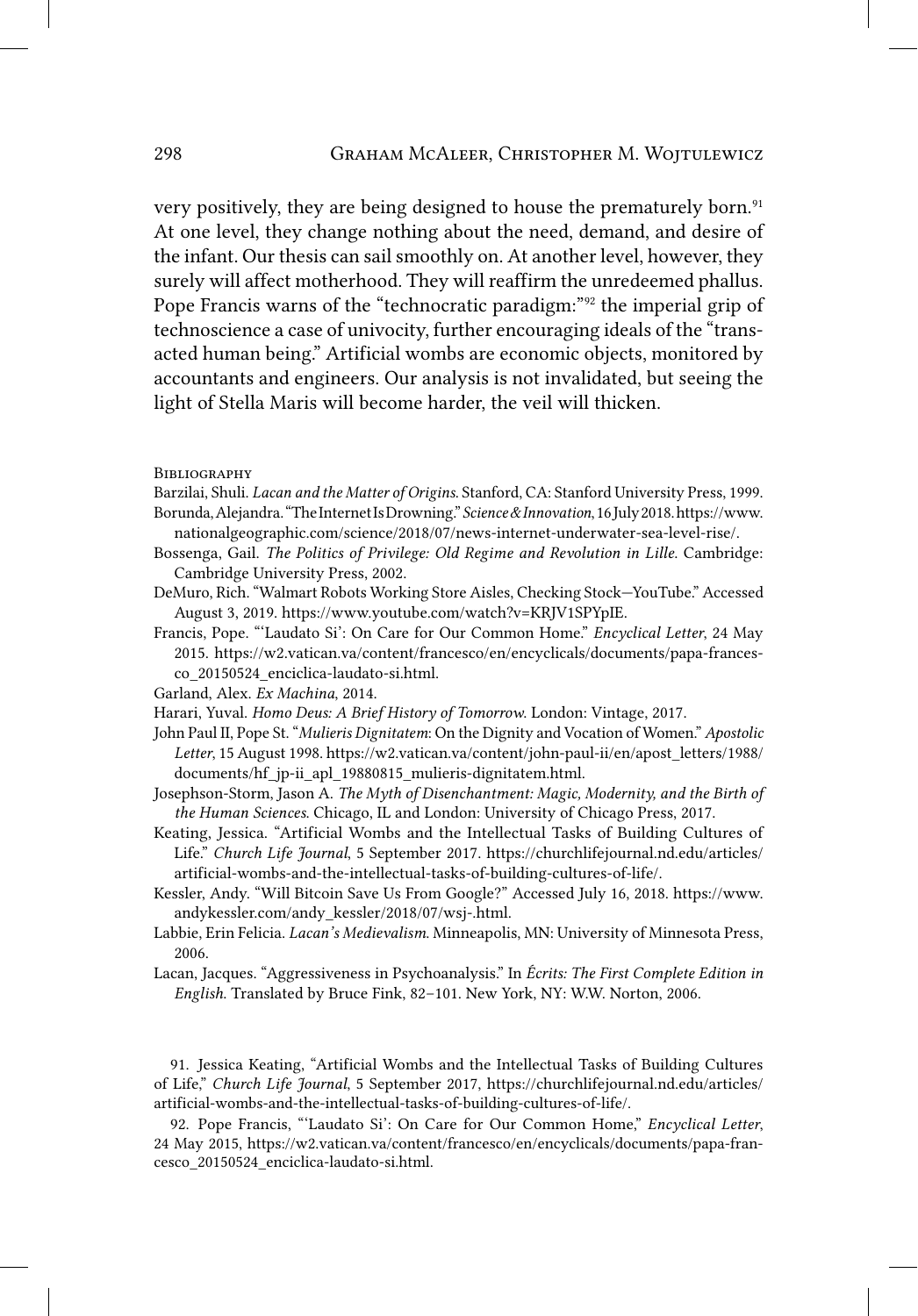very positively, they are being designed to house the prematurely born.[91] At one level, they change nothing about the need, demand, and desire of the infant. Our thesis can sail smoothly on. At another level, however, they surely will affect motherhood. They will reaffirm the unredeemed phallus. Pope Francis warns of the "technocratic paradigm:"[92] the imperial grip of technoscience a case of univocity, further encouraging ideals of the "transacted human being." Artificial wombs are economic objects, monitored by accountants and engineers. Our analysis is not invalidated, but seeing the light of Stella Maris will become harder, the veil will thicken.

## Bibliography

Barzilai, Shuli. *Lacan and the Matter of Origins*. Stanford, CA: Stanford University Press, 1999.

Borunda, Alejandra. "The Internet Is Drowning." *Science & Innovation*, 16 July 2018. https://www.nationalgeographic.com/science/2018/07/news-internet-underwater-sea-level-rise/.

Bossenga, Gail. *The Politics of Privilege: Old Regime and Revolution in Lille*. Cambridge: Cambridge University Press, 2002.

DeMuro, Rich. "Walmart Robots Working Store Aisles, Checking Stock—YouTube." Accessed August 3, 2019. https://www.youtube.com/watch?v=KRJV1SPYpIE.

Francis, Pope. "'Laudato Si': On Care for Our Common Home." *Encyclical Letter*, 24 May 2015. https://w2.vatican.va/content/francesco/en/encyclicals/documents/papa-francesco_20150524_enciclica-laudato-si.html.

Garland, Alex. *Ex Machina*, 2014.

Harari, Yuval. *Homo Deus: A Brief History of Tomorrow*. London: Vintage, 2017.

John Paul II, Pope St. "*Mulieris Dignitatem*: On the Dignity and Vocation of Women." *Apostolic Letter*, 15 August 1998. https://w2.vatican.va/content/john-paul-ii/en/apost_letters/1988/documents/hf_jp-ii_apl_19880815_mulieris-dignitatem.html.

Josephson-Storm, Jason A. *The Myth of Disenchantment: Magic, Modernity, and the Birth of the Human Sciences*. Chicago, IL and London: University of Chicago Press, 2017.

Keating, Jessica. "Artificial Wombs and the Intellectual Tasks of Building Cultures of Life." *Church Life Journal*, 5 September 2017. https://churchlifejournal.nd.edu/articles/artificial-wombs-and-the-intellectual-tasks-of-building-cultures-of-life/.

Kessler, Andy. "Will Bitcoin Save Us From Google?" Accessed July 16, 2018. https://www.andykessler.com/andy_kessler/2018/07/wsj-.html.

Labbie, Erin Felicia. *Lacan's Medievalism*. Minneapolis, MN: University of Minnesota Press, 2006.

Lacan, Jacques. "Aggressiveness in Psychoanalysis." In *Écrits: The First Complete Edition in English*. Translated by Bruce Fink, 82–101. New York, NY: W.W. Norton, 2006.

91. Jessica Keating, "Artificial Wombs and the Intellectual Tasks of Building Cultures of Life," *Church Life Journal*, 5 September 2017, https://churchlifejournal.nd.edu/articles/artificial-wombs-and-the-intellectual-tasks-of-building-cultures-of-life/.

92. Pope Francis, "'Laudato Si': On Care for Our Common Home," *Encyclical Letter*, 24 May 2015, https://w2.vatican.va/content/francesco/en/encyclicals/documents/papa-francesco_20150524_enciclica-laudato-si.html.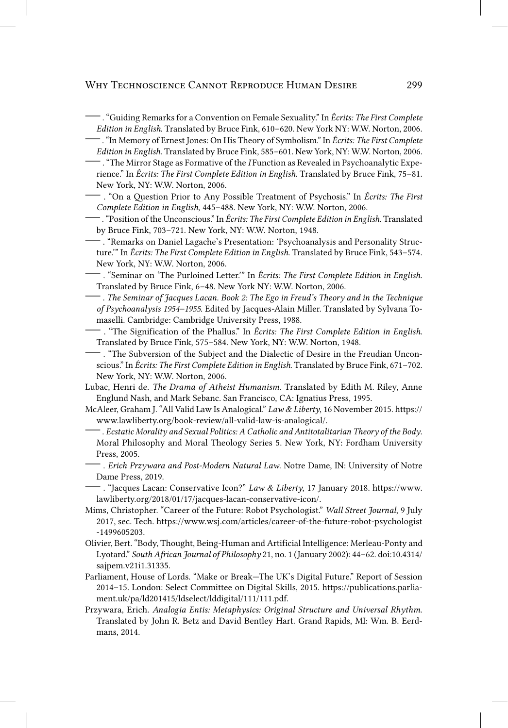——. "Guiding Remarks for a Convention on Female Sexuality." In *Écrits: The First Complete Edition in English*. Translated by Bruce Fink, 610–620. New York NY: W.W. Norton, 2006.

——. "In Memory of Ernest Jones: On His Theory of Symbolism." In *Écrits: The First Complete Edition in English*. Translated by Bruce Fink, 585–601. New York, NY: W.W. Norton, 2006.

——. "The Mirror Stage as Formative of the *I* Function as Revealed in Psychoanalytic Experience." In *Écrits: The First Complete Edition in English*. Translated by Bruce Fink, 75–81. New York, NY: W.W. Norton, 2006.

——. "On a Question Prior to Any Possible Treatment of Psychosis." In *Écrits: The First Complete Edition in English*, 445–488. New York, NY: W.W. Norton, 2006.

——. "Position of the Unconscious." In *Écrits: The First Complete Edition in English*. Translated by Bruce Fink, 703–721. New York, NY: W.W. Norton, 1948.

——. "Remarks on Daniel Lagache's Presentation: 'Psychoanalysis and Personality Structure.'" In *Écrits: The First Complete Edition in English*. Translated by Bruce Fink, 543–574. New York, NY: W.W. Norton, 2006.

——. "Seminar on 'The Purloined Letter.'" In *Écrits: The First Complete Edition in English*. Translated by Bruce Fink, 6–48. New York NY: W.W. Norton, 2006.

——. *The Seminar of Jacques Lacan. Book 2: The Ego in Freud's Theory and in the Technique of Psychoanalysis 1954–1955*. Edited by Jacques-Alain Miller. Translated by Sylvana Tomaselli. Cambridge: Cambridge University Press, 1988.

——. "The Signification of the Phallus." In *Écrits: The First Complete Edition in English*. Translated by Bruce Fink, 575–584. New York, NY: W.W. Norton, 1948.

——. "The Subversion of the Subject and the Dialectic of Desire in the Freudian Unconscious." In *Écrits: The First Complete Edition in English*. Translated by Bruce Fink, 671–702. New York, NY: W.W. Norton, 2006.

Lubac, Henri de. *The Drama of Atheist Humanism*. Translated by Edith M. Riley, Anne Englund Nash, and Mark Sebanc. San Francisco, CA: Ignatius Press, 1995.

McAleer, Graham J. "All Valid Law Is Analogical." *Law & Liberty*, 16 November 2015. https://www.lawliberty.org/book-review/all-valid-law-is-analogical/.

——. *Ecstatic Morality and Sexual Politics: A Catholic and Antitotalitarian Theory of the Body*. Moral Philosophy and Moral Theology Series 5. New York, NY: Fordham University Press, 2005.

——. *Erich Przywara and Post-Modern Natural Law*. Notre Dame, IN: University of Notre Dame Press, 2019.

——. "Jacques Lacan: Conservative Icon?" *Law & Liberty*, 17 January 2018. https://www.lawliberty.org/2018/01/17/jacques-lacan-conservative-icon/.

Mims, Christopher. "Career of the Future: Robot Psychologist." *Wall Street Journal*, 9 July 2017, sec. Tech. https://www.wsj.com/articles/career-of-the-future-robot-psychologist-1499605203.

Olivier, Bert. "Body, Thought, Being-Human and Artificial Intelligence: Merleau-Ponty and Lyotard." *South African Journal of Philosophy* 21, no. 1 (January 2002): 44–62. doi:10.4314/sajpem.v21i1.31335.

Parliament, House of Lords. "Make or Break—The UK's Digital Future." Report of Session 2014–15. London: Select Committee on Digital Skills, 2015. https://publications.parliament.uk/pa/ld201415/ldselect/lddigital/111/111.pdf.

Przywara, Erich. *Analogia Entis: Metaphysics: Original Structure and Universal Rhythm*. Translated by John R. Betz and David Bentley Hart. Grand Rapids, MI: Wm. B. Eerdmans, 2014.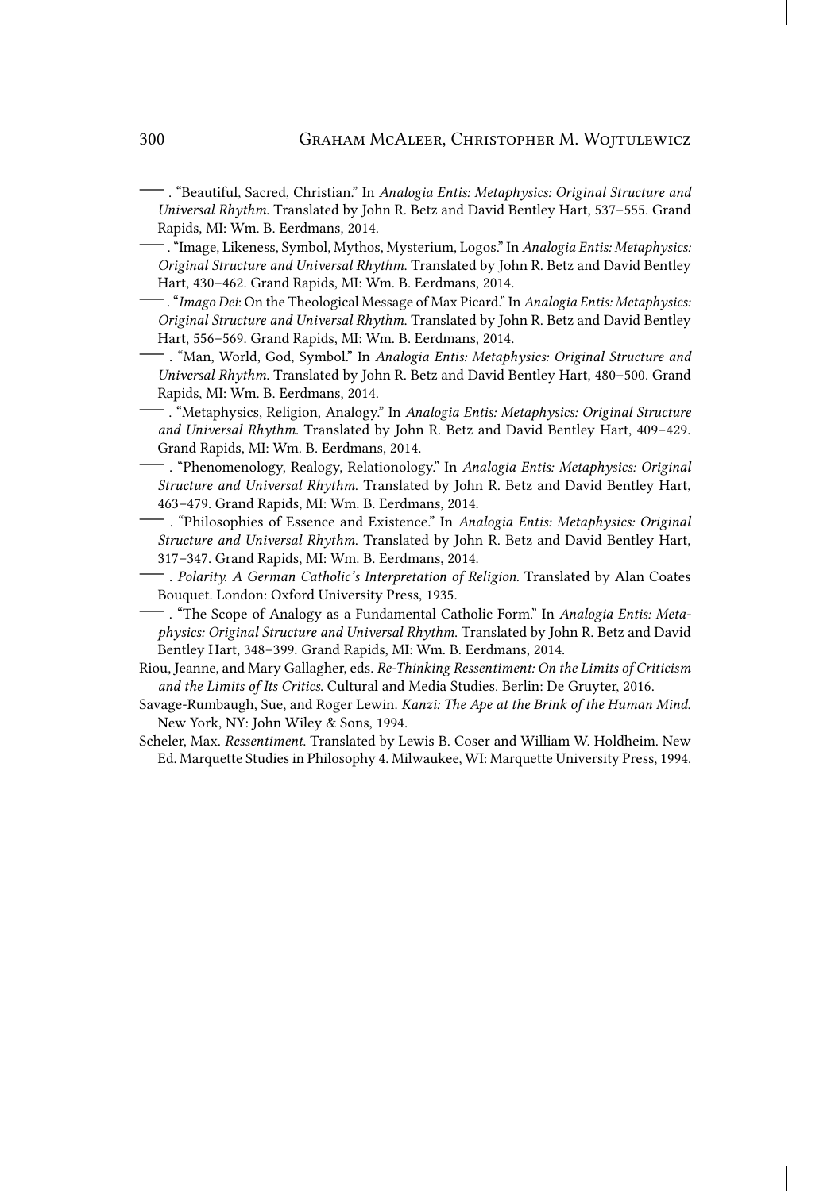——— . "Beautiful, Sacred, Christian." In *Analogia Entis: Metaphysics: Original Structure and Universal Rhythm.* Translated by John R. Betz and David Bentley Hart, 537–555. Grand Rapids, MI: Wm. B. Eerdmans, 2014.

——— . "Image, Likeness, Symbol, Mythos, Mysterium, Logos." In *Analogia Entis: Metaphysics: Original Structure and Universal Rhythm.* Translated by John R. Betz and David Bentley Hart, 430–462. Grand Rapids, MI: Wm. B. Eerdmans, 2014.

——— . "*Imago Dei*: On the Theological Message of Max Picard." In *Analogia Entis: Metaphysics: Original Structure and Universal Rhythm.* Translated by John R. Betz and David Bentley Hart, 556–569. Grand Rapids, MI: Wm. B. Eerdmans, 2014.

——— . "Man, World, God, Symbol." In *Analogia Entis: Metaphysics: Original Structure and Universal Rhythm.* Translated by John R. Betz and David Bentley Hart, 480–500. Grand Rapids, MI: Wm. B. Eerdmans, 2014.

——— . "Metaphysics, Religion, Analogy." In *Analogia Entis: Metaphysics: Original Structure and Universal Rhythm.* Translated by John R. Betz and David Bentley Hart, 409–429. Grand Rapids, MI: Wm. B. Eerdmans, 2014.

——— . "Phenomenology, Realogy, Relationology." In *Analogia Entis: Metaphysics: Original Structure and Universal Rhythm.* Translated by John R. Betz and David Bentley Hart, 463–479. Grand Rapids, MI: Wm. B. Eerdmans, 2014.

——— . "Philosophies of Essence and Existence." In *Analogia Entis: Metaphysics: Original Structure and Universal Rhythm.* Translated by John R. Betz and David Bentley Hart, 317–347. Grand Rapids, MI: Wm. B. Eerdmans, 2014.

——— . *Polarity. A German Catholic's Interpretation of Religion.* Translated by Alan Coates Bouquet. London: Oxford University Press, 1935.

——— . "The Scope of Analogy as a Fundamental Catholic Form." In *Analogia Entis: Metaphysics: Original Structure and Universal Rhythm.* Translated by John R. Betz and David Bentley Hart, 348–399. Grand Rapids, MI: Wm. B. Eerdmans, 2014.

Riou, Jeanne, and Mary Gallagher, eds. *Re-Thinking Ressentiment: On the Limits of Criticism and the Limits of Its Critics.* Cultural and Media Studies. Berlin: De Gruyter, 2016.

Savage-Rumbaugh, Sue, and Roger Lewin. *Kanzi: The Ape at the Brink of the Human Mind.* New York, NY: John Wiley & Sons, 1994.

Scheler, Max. *Ressentiment.* Translated by Lewis B. Coser and William W. Holdheim. New Ed. Marquette Studies in Philosophy 4. Milwaukee, WI: Marquette University Press, 1994.